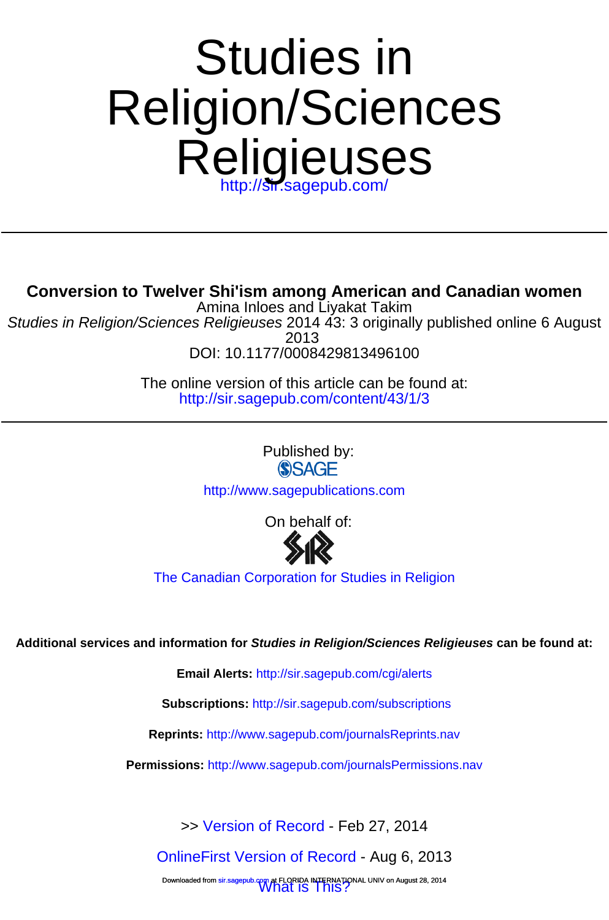# Studies in Religion/Sciences Religieuses

http://sir.sagepub.com/

---

## Conversion to Twelver Shi'ism among American and Canadian women

Amina Inloes and Liyakat Takim

*Studies in Religion/Sciences Religieuses* 2014 43: 3 originally published online 6 August 2013

DOI: 10.1177/0008429813496100

The online version of this article can be found at:
http://sir.sagepub.com/content/43/1/3

---

Published by:

SAGE

http://www.sagepublications.com

On behalf of:

SIR

The Canadian Corporation for Studies in Religion

**Additional services and information for *Studies in Religion/Sciences Religieuses* can be found at:**

**Email Alerts:** http://sir.sagepub.com/cgi/alerts

**Subscriptions:** http://sir.sagepub.com/subscriptions

**Reprints:** http://www.sagepub.com/journalsReprints.nav

**Permissions:** http://www.sagepub.com/journalsPermissions.nav

>> Version of Record - Feb 27, 2014

OnlineFirst Version of Record - Aug 6, 2013

What is This?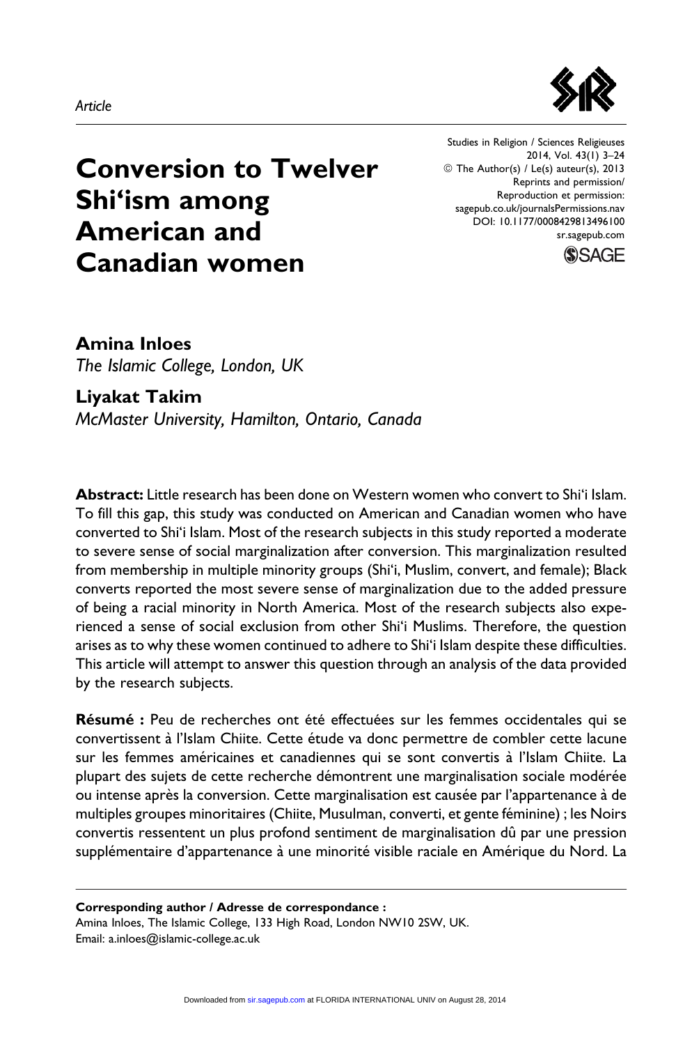*Article*

# Conversion to Twelver Shi'ism among American and Canadian women

**Amina Inloes**
*The Islamic College, London, UK*

**Liyakat Takim**
*McMaster University, Hamilton, Ontario, Canada*

**Abstract:** Little research has been done on Western women who convert to Shi'i Islam. To fill this gap, this study was conducted on American and Canadian women who have converted to Shi'i Islam. Most of the research subjects in this study reported a moderate to severe sense of social marginalization after conversion. This marginalization resulted from membership in multiple minority groups (Shi'i, Muslim, convert, and female); Black converts reported the most severe sense of marginalization due to the added pressure of being a racial minority in North America. Most of the research subjects also experienced a sense of social exclusion from other Shi'i Muslims. Therefore, the question arises as to why these women continued to adhere to Shi'i Islam despite these difficulties. This article will attempt to answer this question through an analysis of the data provided by the research subjects.

**Résumé :** Peu de recherches ont été effectuées sur les femmes occidentales qui se convertissent à l'Islam Chiite. Cette étude va donc permettre de combler cette lacune sur les femmes américaines et canadiennes qui se sont convertis à l'Islam Chiite. La plupart des sujets de cette recherche démontrent une marginalisation sociale modérée ou intense après la conversion. Cette marginalisation est causée par l'appartenance à de multiples groupes minoritaires (Chiite, Musulman, converti, et gente féminine) ; les Noirs convertis ressentent un plus profond sentiment de marginalisation dû par une pression supplémentaire d'appartenance à une minorité visible raciale en Amérique du Nord. La

---

**Corresponding author / Adresse de correspondance :**
Amina Inloes, The Islamic College, 133 High Road, London NW10 2SW, UK.
Email: a.inloes@islamic-college.ac.uk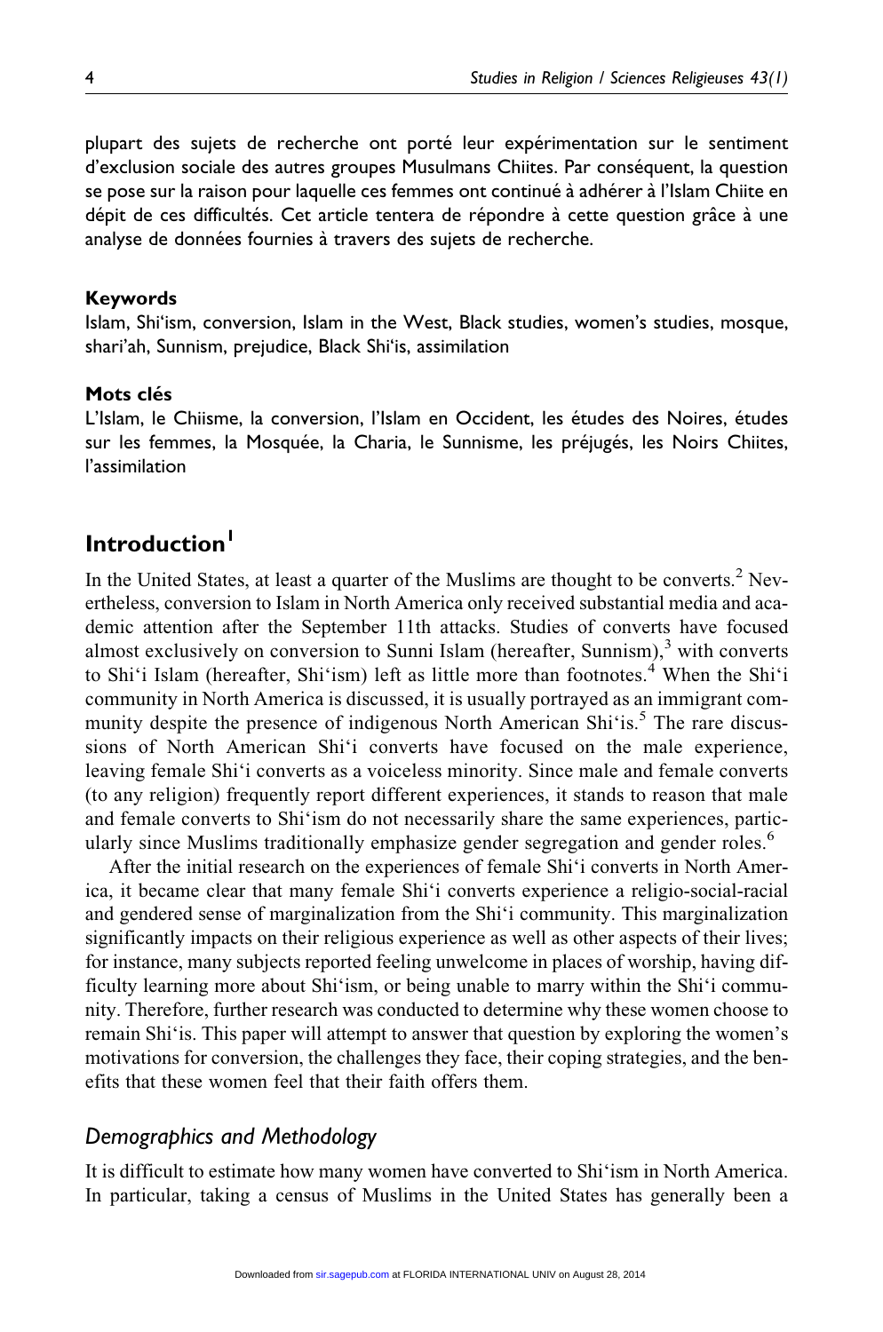plupart des sujets de recherche ont porté leur expérimentation sur le sentiment d'exclusion sociale des autres groupes Musulmans Chiites. Par conséquent, la question se pose sur la raison pour laquelle ces femmes ont continué à adhérer à l'Islam Chiite en dépit de ces difficultés. Cet article tentera de répondre à cette question grâce à une analyse de données fournies à travers des sujets de recherche.

#### Keywords

Islam, Shi'ism, conversion, Islam in the West, Black studies, women's studies, mosque, shari'ah, Sunnism, prejudice, Black Shi'is, assimilation

#### Mots clés

L'Islam, le Chiisme, la conversion, l'Islam en Occident, les études des Noires, études sur les femmes, la Mosquée, la Charia, le Sunnisme, les préjugés, les Noirs Chiites, l'assimilation

## Introduction[1]

In the United States, at least a quarter of the Muslims are thought to be converts.[2] Nevertheless, conversion to Islam in North America only received substantial media and academic attention after the September 11th attacks. Studies of converts have focused almost exclusively on conversion to Sunni Islam (hereafter, Sunnism),[3] with converts to Shi'i Islam (hereafter, Shi'ism) left as little more than footnotes.[4] When the Shi'i community in North America is discussed, it is usually portrayed as an immigrant community despite the presence of indigenous North American Shi'is.[5] The rare discussions of North American Shi'i converts have focused on the male experience, leaving female Shi'i converts as a voiceless minority. Since male and female converts (to any religion) frequently report different experiences, it stands to reason that male and female converts to Shi'ism do not necessarily share the same experiences, particularly since Muslims traditionally emphasize gender segregation and gender roles.[6]

After the initial research on the experiences of female Shi'i converts in North America, it became clear that many female Shi'i converts experience a religio-social-racial and gendered sense of marginalization from the Shi'i community. This marginalization significantly impacts on their religious experience as well as other aspects of their lives; for instance, many subjects reported feeling unwelcome in places of worship, having difficulty learning more about Shi'ism, or being unable to marry within the Shi'i community. Therefore, further research was conducted to determine why these women choose to remain Shi'is. This paper will attempt to answer that question by exploring the women's motivations for conversion, the challenges they face, their coping strategies, and the benefits that these women feel that their faith offers them.

### *Demographics and Methodology*

It is difficult to estimate how many women have converted to Shi'ism in North America. In particular, taking a census of Muslims in the United States has generally been a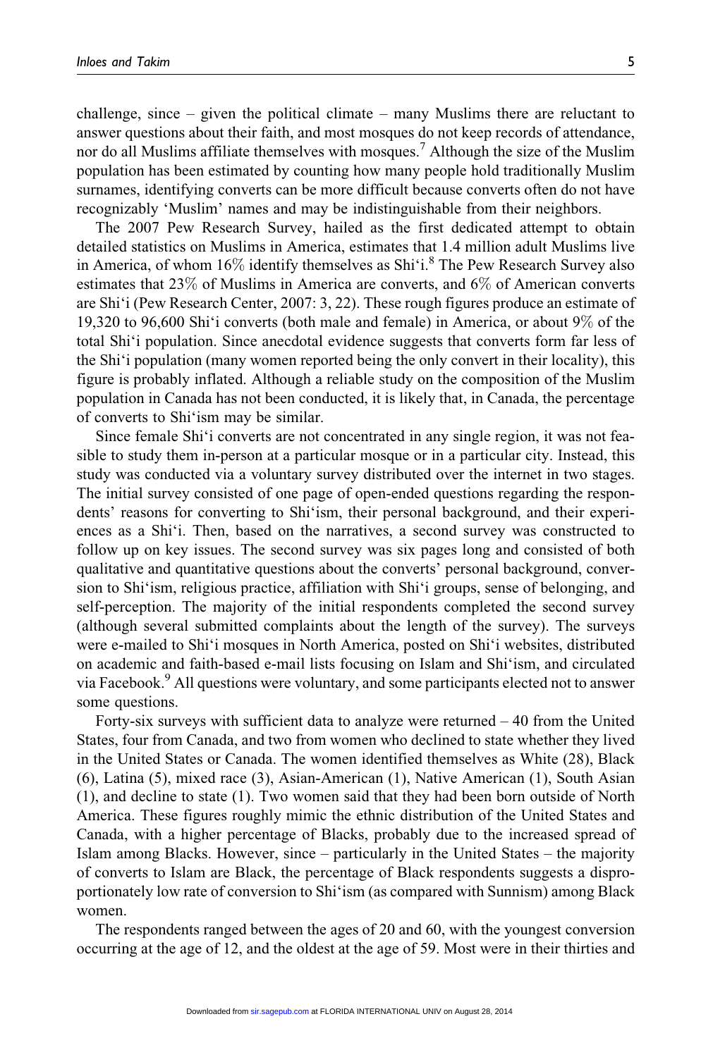challenge, since – given the political climate – many Muslims there are reluctant to answer questions about their faith, and most mosques do not keep records of attendance, nor do all Muslims affiliate themselves with mosques.[7] Although the size of the Muslim population has been estimated by counting how many people hold traditionally Muslim surnames, identifying converts can be more difficult because converts often do not have recognizably 'Muslim' names and may be indistinguishable from their neighbors.

The 2007 Pew Research Survey, hailed as the first dedicated attempt to obtain detailed statistics on Muslims in America, estimates that 1.4 million adult Muslims live in America, of whom 16% identify themselves as Shi'i.[8] The Pew Research Survey also estimates that 23% of Muslims in America are converts, and 6% of American converts are Shi'i (Pew Research Center, 2007: 3, 22). These rough figures produce an estimate of 19,320 to 96,600 Shi'i converts (both male and female) in America, or about 9% of the total Shi'i population. Since anecdotal evidence suggests that converts form far less of the Shi'i population (many women reported being the only convert in their locality), this figure is probably inflated. Although a reliable study on the composition of the Muslim population in Canada has not been conducted, it is likely that, in Canada, the percentage of converts to Shi'ism may be similar.

Since female Shi'i converts are not concentrated in any single region, it was not feasible to study them in-person at a particular mosque or in a particular city. Instead, this study was conducted via a voluntary survey distributed over the internet in two stages. The initial survey consisted of one page of open-ended questions regarding the respondents' reasons for converting to Shi'ism, their personal background, and their experiences as a Shi'i. Then, based on the narratives, a second survey was constructed to follow up on key issues. The second survey was six pages long and consisted of both qualitative and quantitative questions about the converts' personal background, conversion to Shi'ism, religious practice, affiliation with Shi'i groups, sense of belonging, and self-perception. The majority of the initial respondents completed the second survey (although several submitted complaints about the length of the survey). The surveys were e-mailed to Shi'i mosques in North America, posted on Shi'i websites, distributed on academic and faith-based e-mail lists focusing on Islam and Shi'ism, and circulated via Facebook.[9] All questions were voluntary, and some participants elected not to answer some questions.

Forty-six surveys with sufficient data to analyze were returned – 40 from the United States, four from Canada, and two from women who declined to state whether they lived in the United States or Canada. The women identified themselves as White (28), Black (6), Latina (5), mixed race (3), Asian-American (1), Native American (1), South Asian (1), and decline to state (1). Two women said that they had been born outside of North America. These figures roughly mimic the ethnic distribution of the United States and Canada, with a higher percentage of Blacks, probably due to the increased spread of Islam among Blacks. However, since – particularly in the United States – the majority of converts to Islam are Black, the percentage of Black respondents suggests a disproportionately low rate of conversion to Shi'ism (as compared with Sunnism) among Black women.

The respondents ranged between the ages of 20 and 60, with the youngest conversion occurring at the age of 12, and the oldest at the age of 59. Most were in their thirties and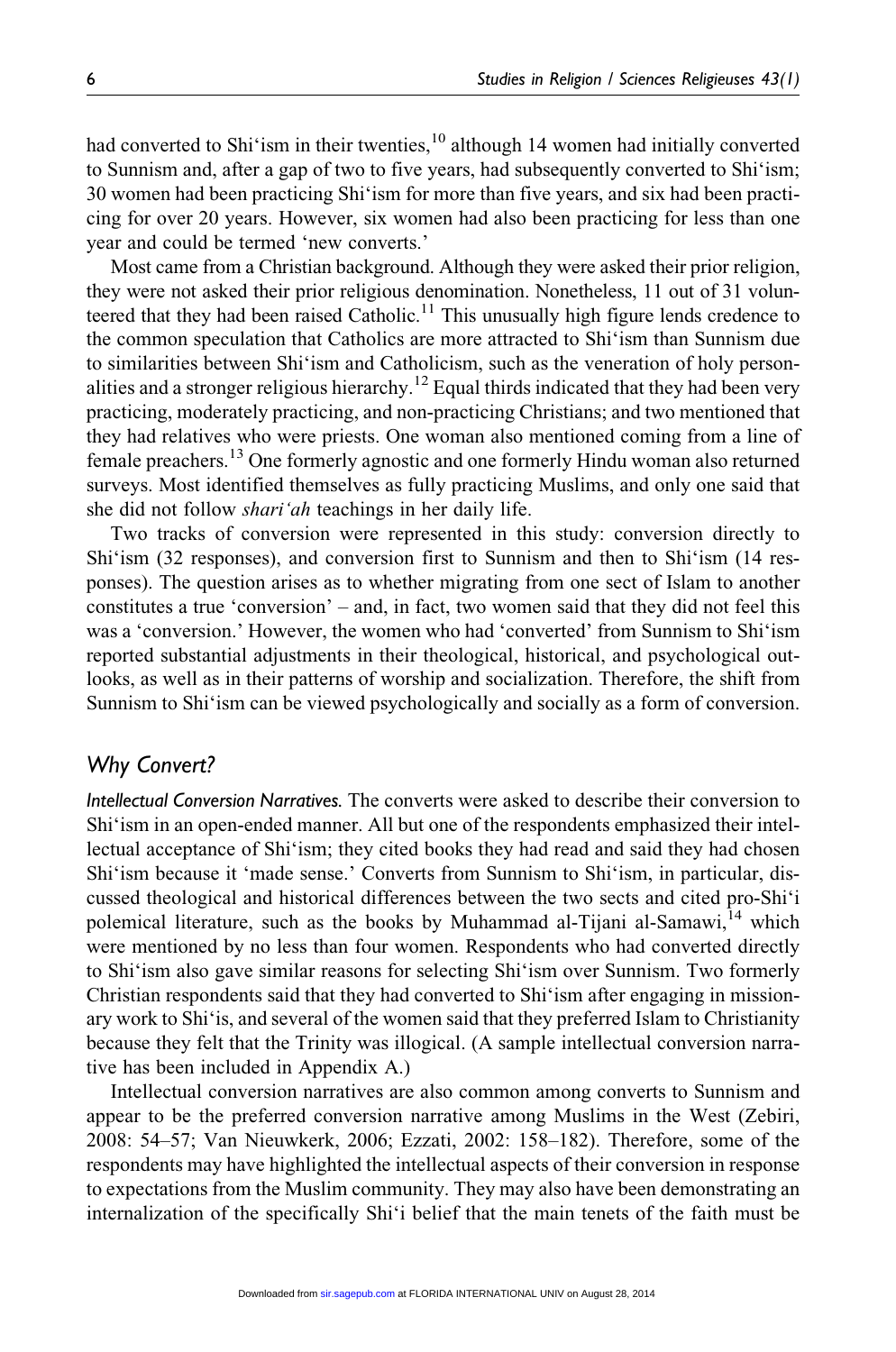had converted to Shi‘ism in their twenties,[10] although 14 women had initially converted to Sunnism and, after a gap of two to five years, had subsequently converted to Shi‘ism; 30 women had been practicing Shi‘ism for more than five years, and six had been practicing for over 20 years. However, six women had also been practicing for less than one year and could be termed ‘new converts.’

Most came from a Christian background. Although they were asked their prior religion, they were not asked their prior religious denomination. Nonetheless, 11 out of 31 volunteered that they had been raised Catholic.[11] This unusually high figure lends credence to the common speculation that Catholics are more attracted to Shi‘ism than Sunnism due to similarities between Shi‘ism and Catholicism, such as the veneration of holy personalities and a stronger religious hierarchy.[12] Equal thirds indicated that they had been very practicing, moderately practicing, and non-practicing Christians; and two mentioned that they had relatives who were priests. One woman also mentioned coming from a line of female preachers.[13] One formerly agnostic and one formerly Hindu woman also returned surveys. Most identified themselves as fully practicing Muslims, and only one said that she did not follow *shari‘ah* teachings in her daily life.

Two tracks of conversion were represented in this study: conversion directly to Shi‘ism (32 responses), and conversion first to Sunnism and then to Shi‘ism (14 responses). The question arises as to whether migrating from one sect of Islam to another constitutes a true ‘conversion’ – and, in fact, two women said that they did not feel this was a ‘conversion.’ However, the women who had ‘converted’ from Sunnism to Shi‘ism reported substantial adjustments in their theological, historical, and psychological outlooks, as well as in their patterns of worship and socialization. Therefore, the shift from Sunnism to Shi‘ism can be viewed psychologically and socially as a form of conversion.

## Why Convert?

*Intellectual Conversion Narratives.* The converts were asked to describe their conversion to Shi‘ism in an open-ended manner. All but one of the respondents emphasized their intellectual acceptance of Shi‘ism; they cited books they had read and said they had chosen Shi‘ism because it ‘made sense.’ Converts from Sunnism to Shi‘ism, in particular, discussed theological and historical differences between the two sects and cited pro-Shi‘i polemical literature, such as the books by Muhammad al-Tijani al-Samawi,[14] which were mentioned by no less than four women. Respondents who had converted directly to Shi‘ism also gave similar reasons for selecting Shi‘ism over Sunnism. Two formerly Christian respondents said that they had converted to Shi‘ism after engaging in missionary work to Shi‘is, and several of the women said that they preferred Islam to Christianity because they felt that the Trinity was illogical. (A sample intellectual conversion narrative has been included in Appendix A.)

Intellectual conversion narratives are also common among converts to Sunnism and appear to be the preferred conversion narrative among Muslims in the West (Zebiri, 2008: 54–57; Van Nieuwkerk, 2006; Ezzati, 2002: 158–182). Therefore, some of the respondents may have highlighted the intellectual aspects of their conversion in response to expectations from the Muslim community. They may also have been demonstrating an internalization of the specifically Shi‘i belief that the main tenets of the faith must be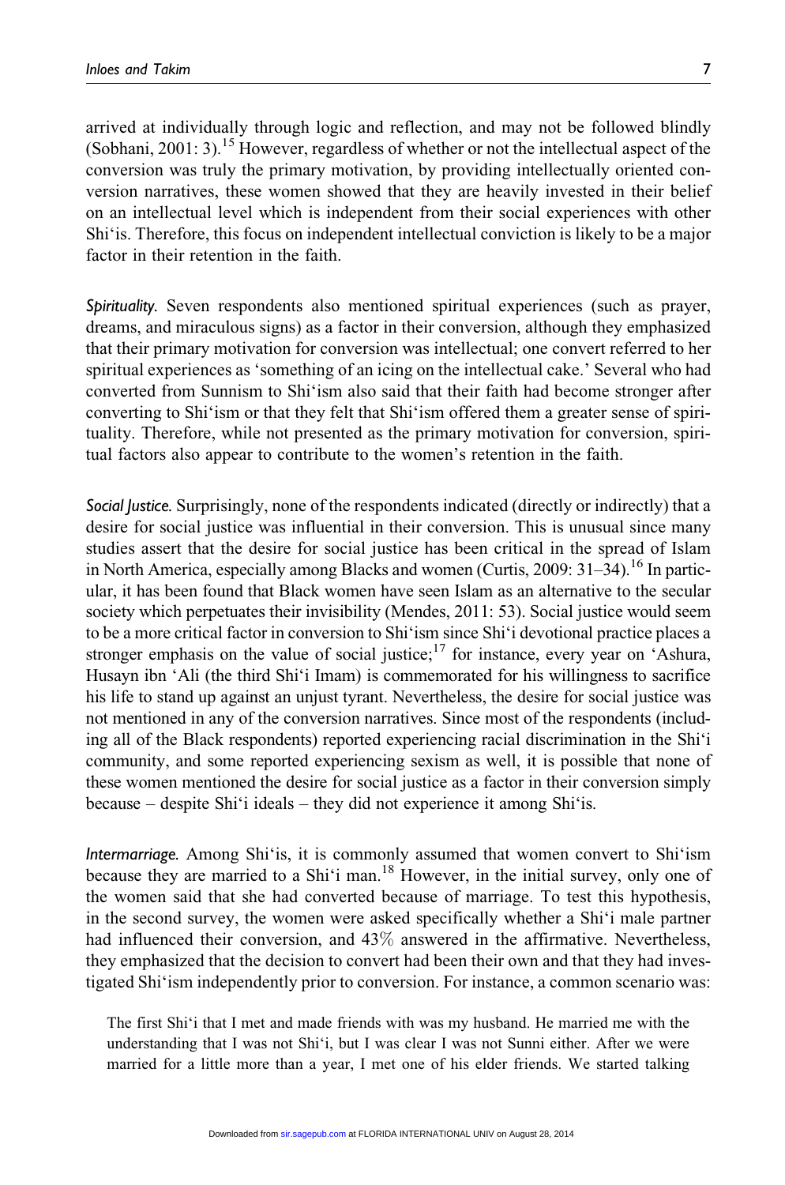arrived at individually through logic and reflection, and may not be followed blindly (Sobhani, 2001: 3).[15] However, regardless of whether or not the intellectual aspect of the conversion was truly the primary motivation, by providing intellectually oriented conversion narratives, these women showed that they are heavily invested in their belief on an intellectual level which is independent from their social experiences with other Shi'is. Therefore, this focus on independent intellectual conviction is likely to be a major factor in their retention in the faith.

*Spirituality.* Seven respondents also mentioned spiritual experiences (such as prayer, dreams, and miraculous signs) as a factor in their conversion, although they emphasized that their primary motivation for conversion was intellectual; one convert referred to her spiritual experiences as 'something of an icing on the intellectual cake.' Several who had converted from Sunnism to Shi'ism also said that their faith had become stronger after converting to Shi'ism or that they felt that Shi'ism offered them a greater sense of spirituality. Therefore, while not presented as the primary motivation for conversion, spiritual factors also appear to contribute to the women's retention in the faith.

*Social Justice.* Surprisingly, none of the respondents indicated (directly or indirectly) that a desire for social justice was influential in their conversion. This is unusual since many studies assert that the desire for social justice has been critical in the spread of Islam in North America, especially among Blacks and women (Curtis, 2009: 31–34).[16] In particular, it has been found that Black women have seen Islam as an alternative to the secular society which perpetuates their invisibility (Mendes, 2011: 53). Social justice would seem to be a more critical factor in conversion to Shi'ism since Shi'i devotional practice places a stronger emphasis on the value of social justice;[17] for instance, every year on 'Ashura, Husayn ibn 'Ali (the third Shi'i Imam) is commemorated for his willingness to sacrifice his life to stand up against an unjust tyrant. Nevertheless, the desire for social justice was not mentioned in any of the conversion narratives. Since most of the respondents (including all of the Black respondents) reported experiencing racial discrimination in the Shi'i community, and some reported experiencing sexism as well, it is possible that none of these women mentioned the desire for social justice as a factor in their conversion simply because – despite Shi'i ideals – they did not experience it among Shi'is.

*Intermarriage.* Among Shi'is, it is commonly assumed that women convert to Shi'ism because they are married to a Shi'i man.[18] However, in the initial survey, only one of the women said that she had converted because of marriage. To test this hypothesis, in the second survey, the women were asked specifically whether a Shi'i male partner had influenced their conversion, and 43% answered in the affirmative. Nevertheless, they emphasized that the decision to convert had been their own and that they had investigated Shi'ism independently prior to conversion. For instance, a common scenario was:

> The first Shi'i that I met and made friends with was my husband. He married me with the understanding that I was not Shi'i, but I was clear I was not Sunni either. After we were married for a little more than a year, I met one of his elder friends. We started talking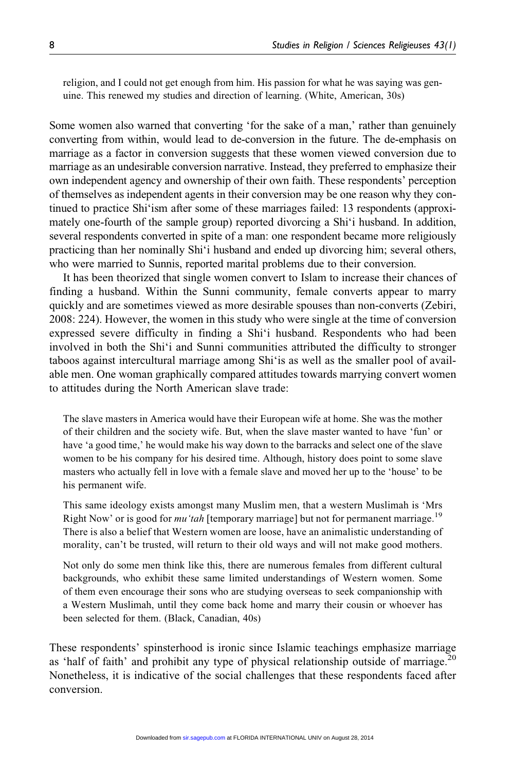> religion, and I could not get enough from him. His passion for what he was saying was genuine. This renewed my studies and direction of learning. (White, American, 30s)

Some women also warned that converting 'for the sake of a man,' rather than genuinely converting from within, would lead to de-conversion in the future. The de-emphasis on marriage as a factor in conversion suggests that these women viewed conversion due to marriage as an undesirable conversion narrative. Instead, they preferred to emphasize their own independent agency and ownership of their own faith. These respondents' perception of themselves as independent agents in their conversion may be one reason why they continued to practice Shi'ism after some of these marriages failed: 13 respondents (approximately one-fourth of the sample group) reported divorcing a Shi'i husband. In addition, several respondents converted in spite of a man: one respondent became more religiously practicing than her nominally Shi'i husband and ended up divorcing him; several others, who were married to Sunnis, reported marital problems due to their conversion.

It has been theorized that single women convert to Islam to increase their chances of finding a husband. Within the Sunni community, female converts appear to marry quickly and are sometimes viewed as more desirable spouses than non-converts (Zebiri, 2008: 224). However, the women in this study who were single at the time of conversion expressed severe difficulty in finding a Shi'i husband. Respondents who had been involved in both the Shi'i and Sunni communities attributed the difficulty to stronger taboos against intercultural marriage among Shi'is as well as the smaller pool of available men. One woman graphically compared attitudes towards marrying convert women to attitudes during the North American slave trade:

> The slave masters in America would have their European wife at home. She was the mother of their children and the society wife. But, when the slave master wanted to have 'fun' or have 'a good time,' he would make his way down to the barracks and select one of the slave women to be his company for his desired time. Although, history does point to some slave masters who actually fell in love with a female slave and moved her up to the 'house' to be his permanent wife.
>
> This same ideology exists amongst many Muslim men, that a western Muslimah is 'Mrs Right Now' or is good for *mu'tah* [temporary marriage] but not for permanent marriage.[19] There is also a belief that Western women are loose, have an animalistic understanding of morality, can't be trusted, will return to their old ways and will not make good mothers.
>
> Not only do some men think like this, there are numerous females from different cultural backgrounds, who exhibit these same limited understandings of Western women. Some of them even encourage their sons who are studying overseas to seek companionship with a Western Muslimah, until they come back home and marry their cousin or whoever has been selected for them. (Black, Canadian, 40s)

These respondents' spinsterhood is ironic since Islamic teachings emphasize marriage as 'half of faith' and prohibit any type of physical relationship outside of marriage.[20] Nonetheless, it is indicative of the social challenges that these respondents faced after conversion.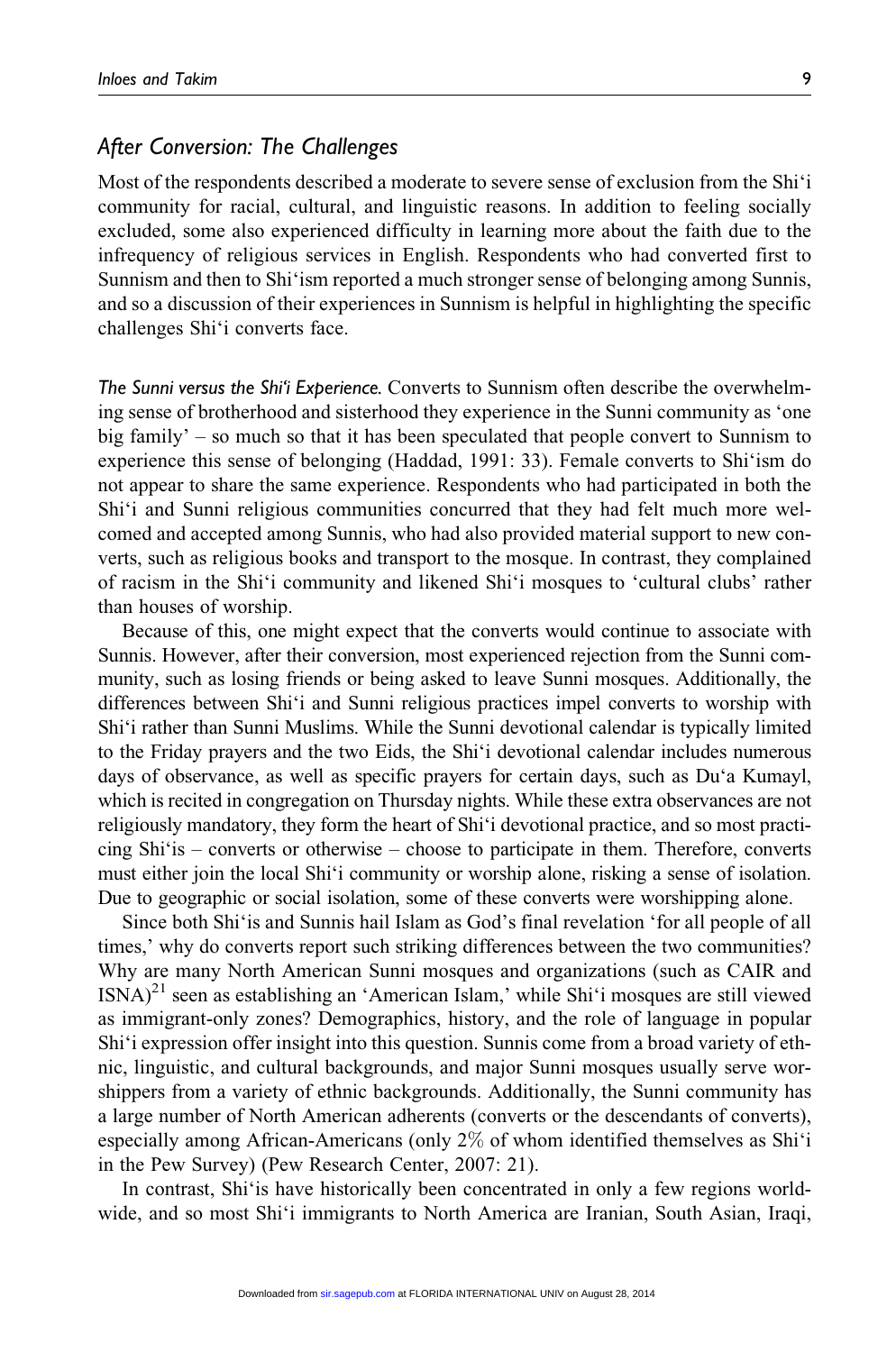## After Conversion: The Challenges

Most of the respondents described a moderate to severe sense of exclusion from the Shiʻi community for racial, cultural, and linguistic reasons. In addition to feeling socially excluded, some also experienced difficulty in learning more about the faith due to the infrequency of religious services in English. Respondents who had converted first to Sunnism and then to Shiʻism reported a much stronger sense of belonging among Sunnis, and so a discussion of their experiences in Sunnism is helpful in highlighting the specific challenges Shiʻi converts face.

*The Sunni versus the Shiʻi Experience.* Converts to Sunnism often describe the overwhelming sense of brotherhood and sisterhood they experience in the Sunni community as 'one big family' – so much so that it has been speculated that people convert to Sunnism to experience this sense of belonging (Haddad, 1991: 33). Female converts to Shiʻism do not appear to share the same experience. Respondents who had participated in both the Shiʻi and Sunni religious communities concurred that they had felt much more welcomed and accepted among Sunnis, who had also provided material support to new converts, such as religious books and transport to the mosque. In contrast, they complained of racism in the Shiʻi community and likened Shiʻi mosques to 'cultural clubs' rather than houses of worship.

Because of this, one might expect that the converts would continue to associate with Sunnis. However, after their conversion, most experienced rejection from the Sunni community, such as losing friends or being asked to leave Sunni mosques. Additionally, the differences between Shiʻi and Sunni religious practices impel converts to worship with Shiʻi rather than Sunni Muslims. While the Sunni devotional calendar is typically limited to the Friday prayers and the two Eids, the Shiʻi devotional calendar includes numerous days of observance, as well as specific prayers for certain days, such as Duʻa Kumayl, which is recited in congregation on Thursday nights. While these extra observances are not religiously mandatory, they form the heart of Shiʻi devotional practice, and so most practicing Shiʻis – converts or otherwise – choose to participate in them. Therefore, converts must either join the local Shiʻi community or worship alone, risking a sense of isolation. Due to geographic or social isolation, some of these converts were worshipping alone.

Since both Shiʻis and Sunnis hail Islam as God's final revelation 'for all people of all times,' why do converts report such striking differences between the two communities? Why are many North American Sunni mosques and organizations (such as CAIR and ISNA)[21] seen as establishing an 'American Islam,' while Shiʻi mosques are still viewed as immigrant-only zones? Demographics, history, and the role of language in popular Shiʻi expression offer insight into this question. Sunnis come from a broad variety of ethnic, linguistic, and cultural backgrounds, and major Sunni mosques usually serve worshippers from a variety of ethnic backgrounds. Additionally, the Sunni community has a large number of North American adherents (converts or the descendants of converts), especially among African-Americans (only 2% of whom identified themselves as Shiʻi in the Pew Survey) (Pew Research Center, 2007: 21).

In contrast, Shiʻis have historically been concentrated in only a few regions worldwide, and so most Shiʻi immigrants to North America are Iranian, South Asian, Iraqi,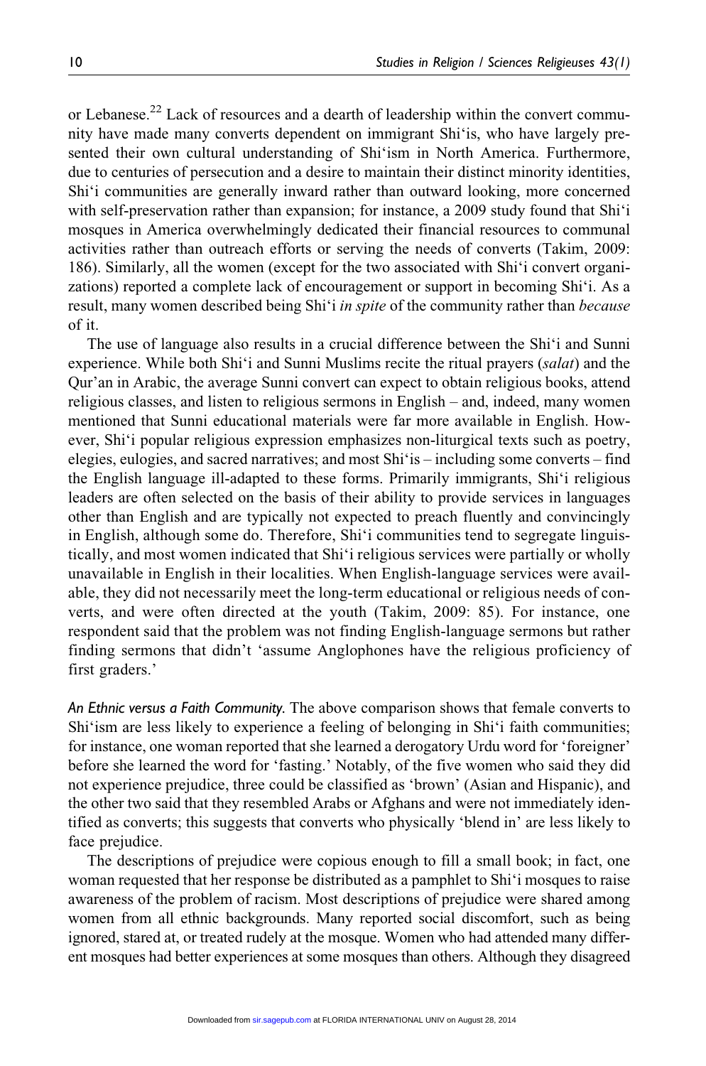or Lebanese.[22] Lack of resources and a dearth of leadership within the convert community have made many converts dependent on immigrant Shi'is, who have largely presented their own cultural understanding of Shi'ism in North America. Furthermore, due to centuries of persecution and a desire to maintain their distinct minority identities, Shi'i communities are generally inward rather than outward looking, more concerned with self-preservation rather than expansion; for instance, a 2009 study found that Shi'i mosques in America overwhelmingly dedicated their financial resources to communal activities rather than outreach efforts or serving the needs of converts (Takim, 2009: 186). Similarly, all the women (except for the two associated with Shi'i convert organizations) reported a complete lack of encouragement or support in becoming Shi'i. As a result, many women described being Shi'i *in spite* of the community rather than *because* of it.

The use of language also results in a crucial difference between the Shi'i and Sunni experience. While both Shi'i and Sunni Muslims recite the ritual prayers (*salat*) and the Qur'an in Arabic, the average Sunni convert can expect to obtain religious books, attend religious classes, and listen to religious sermons in English – and, indeed, many women mentioned that Sunni educational materials were far more available in English. However, Shi'i popular religious expression emphasizes non-liturgical texts such as poetry, elegies, eulogies, and sacred narratives; and most Shi'is – including some converts – find the English language ill-adapted to these forms. Primarily immigrants, Shi'i religious leaders are often selected on the basis of their ability to provide services in languages other than English and are typically not expected to preach fluently and convincingly in English, although some do. Therefore, Shi'i communities tend to segregate linguistically, and most women indicated that Shi'i religious services were partially or wholly unavailable in English in their localities. When English-language services were available, they did not necessarily meet the long-term educational or religious needs of converts, and were often directed at the youth (Takim, 2009: 85). For instance, one respondent said that the problem was not finding English-language sermons but rather finding sermons that didn't 'assume Anglophones have the religious proficiency of first graders.'

*An Ethnic versus a Faith Community.* The above comparison shows that female converts to Shi'ism are less likely to experience a feeling of belonging in Shi'i faith communities; for instance, one woman reported that she learned a derogatory Urdu word for 'foreigner' before she learned the word for 'fasting.' Notably, of the five women who said they did not experience prejudice, three could be classified as 'brown' (Asian and Hispanic), and the other two said that they resembled Arabs or Afghans and were not immediately identified as converts; this suggests that converts who physically 'blend in' are less likely to face prejudice.

The descriptions of prejudice were copious enough to fill a small book; in fact, one woman requested that her response be distributed as a pamphlet to Shi'i mosques to raise awareness of the problem of racism. Most descriptions of prejudice were shared among women from all ethnic backgrounds. Many reported social discomfort, such as being ignored, stared at, or treated rudely at the mosque. Women who had attended many different mosques had better experiences at some mosques than others. Although they disagreed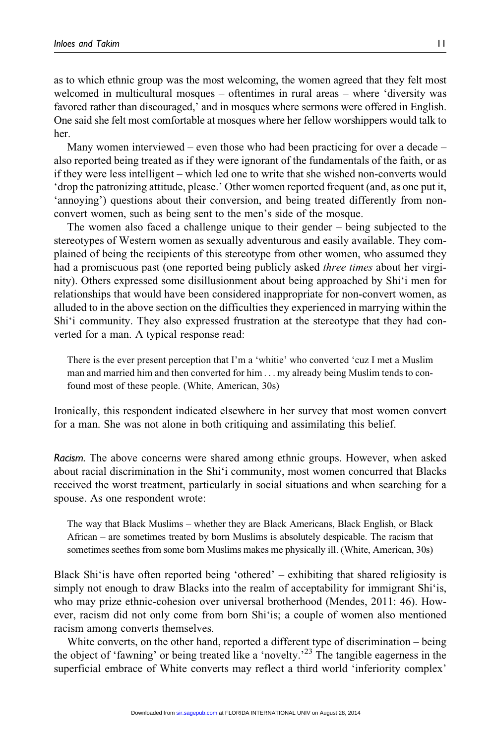as to which ethnic group was the most welcoming, the women agreed that they felt most welcomed in multicultural mosques – oftentimes in rural areas – where 'diversity was favored rather than discouraged,' and in mosques where sermons were offered in English. One said she felt most comfortable at mosques where her fellow worshippers would talk to her.

Many women interviewed – even those who had been practicing for over a decade – also reported being treated as if they were ignorant of the fundamentals of the faith, or as if they were less intelligent – which led one to write that she wished non-converts would 'drop the patronizing attitude, please.' Other women reported frequent (and, as one put it, 'annoying') questions about their conversion, and being treated differently from non-convert women, such as being sent to the men's side of the mosque.

The women also faced a challenge unique to their gender – being subjected to the stereotypes of Western women as sexually adventurous and easily available. They complained of being the recipients of this stereotype from other women, who assumed they had a promiscuous past (one reported being publicly asked *three times* about her virginity). Others expressed some disillusionment about being approached by Shi'i men for relationships that would have been considered inappropriate for non-convert women, as alluded to in the above section on the difficulties they experienced in marrying within the Shi'i community. They also expressed frustration at the stereotype that they had converted for a man. A typical response read:

> There is the ever present perception that I'm a 'whitie' who converted 'cuz I met a Muslim man and married him and then converted for him . . . my already being Muslim tends to confound most of these people. (White, American, 30s)

Ironically, this respondent indicated elsewhere in her survey that most women convert for a man. She was not alone in both critiquing and assimilating this belief.

*Racism.* The above concerns were shared among ethnic groups. However, when asked about racial discrimination in the Shi'i community, most women concurred that Blacks received the worst treatment, particularly in social situations and when searching for a spouse. As one respondent wrote:

> The way that Black Muslims – whether they are Black Americans, Black English, or Black African – are sometimes treated by born Muslims is absolutely despicable. The racism that sometimes seethes from some born Muslims makes me physically ill. (White, American, 30s)

Black Shi'is have often reported being 'othered' – exhibiting that shared religiosity is simply not enough to draw Blacks into the realm of acceptability for immigrant Shi'is, who may prize ethnic-cohesion over universal brotherhood (Mendes, 2011: 46). However, racism did not only come from born Shi'is; a couple of women also mentioned racism among converts themselves.

White converts, on the other hand, reported a different type of discrimination – being the object of 'fawning' or being treated like a 'novelty.'[23] The tangible eagerness in the superficial embrace of White converts may reflect a third world 'inferiority complex'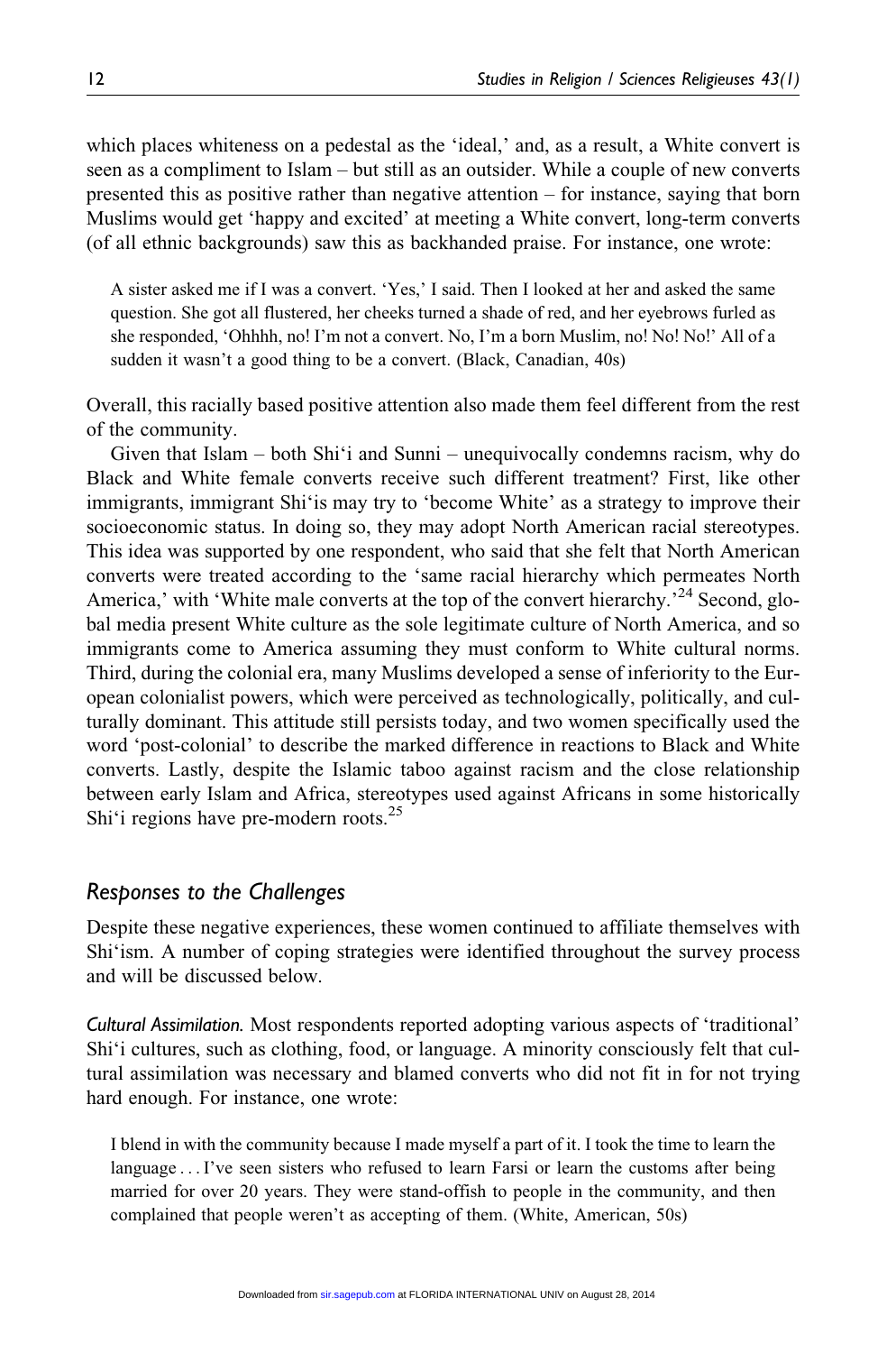which places whiteness on a pedestal as the 'ideal,' and, as a result, a White convert is seen as a compliment to Islam – but still as an outsider. While a couple of new converts presented this as positive rather than negative attention – for instance, saying that born Muslims would get 'happy and excited' at meeting a White convert, long-term converts (of all ethnic backgrounds) saw this as backhanded praise. For instance, one wrote:

> A sister asked me if I was a convert. 'Yes,' I said. Then I looked at her and asked the same question. She got all flustered, her cheeks turned a shade of red, and her eyebrows furled as she responded, 'Ohhhh, no! I'm not a convert. No, I'm a born Muslim, no! No! No!' All of a sudden it wasn't a good thing to be a convert. (Black, Canadian, 40s)

Overall, this racially based positive attention also made them feel different from the rest of the community.

Given that Islam – both Shi'i and Sunni – unequivocally condemns racism, why do Black and White female converts receive such different treatment? First, like other immigrants, immigrant Shi'is may try to 'become White' as a strategy to improve their socioeconomic status. In doing so, they may adopt North American racial stereotypes. This idea was supported by one respondent, who said that she felt that North American converts were treated according to the 'same racial hierarchy which permeates North America,' with 'White male converts at the top of the convert hierarchy.'[24] Second, global media present White culture as the sole legitimate culture of North America, and so immigrants come to America assuming they must conform to White cultural norms. Third, during the colonial era, many Muslims developed a sense of inferiority to the European colonialist powers, which were perceived as technologically, politically, and culturally dominant. This attitude still persists today, and two women specifically used the word 'post-colonial' to describe the marked difference in reactions to Black and White converts. Lastly, despite the Islamic taboo against racism and the close relationship between early Islam and Africa, stereotypes used against Africans in some historically Shi'i regions have pre-modern roots.[25]

## Responses to the Challenges

Despite these negative experiences, these women continued to affiliate themselves with Shi'ism. A number of coping strategies were identified throughout the survey process and will be discussed below.

*Cultural Assimilation.* Most respondents reported adopting various aspects of 'traditional' Shi'i cultures, such as clothing, food, or language. A minority consciously felt that cultural assimilation was necessary and blamed converts who did not fit in for not trying hard enough. For instance, one wrote:

> I blend in with the community because I made myself a part of it. I took the time to learn the language . . . I've seen sisters who refused to learn Farsi or learn the customs after being married for over 20 years. They were stand-offish to people in the community, and then complained that people weren't as accepting of them. (White, American, 50s)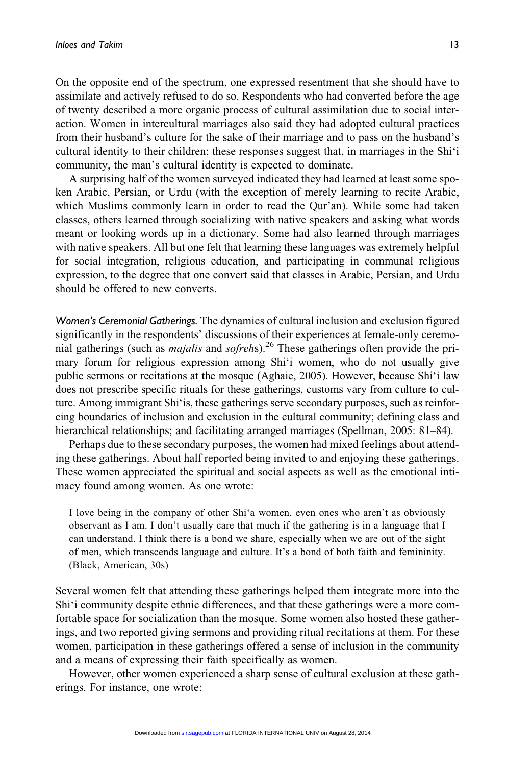On the opposite end of the spectrum, one expressed resentment that she should have to assimilate and actively refused to do so. Respondents who had converted before the age of twenty described a more organic process of cultural assimilation due to social interaction. Women in intercultural marriages also said they had adopted cultural practices from their husband's culture for the sake of their marriage and to pass on the husband's cultural identity to their children; these responses suggest that, in marriages in the Shiʿi community, the man's cultural identity is expected to dominate.

A surprising half of the women surveyed indicated they had learned at least some spoken Arabic, Persian, or Urdu (with the exception of merely learning to recite Arabic, which Muslims commonly learn in order to read the Qur'an). While some had taken classes, others learned through socializing with native speakers and asking what words meant or looking words up in a dictionary. Some had also learned through marriages with native speakers. All but one felt that learning these languages was extremely helpful for social integration, religious education, and participating in communal religious expression, to the degree that one convert said that classes in Arabic, Persian, and Urdu should be offered to new converts.

*Women's Ceremonial Gatherings.* The dynamics of cultural inclusion and exclusion figured significantly in the respondents' discussions of their experiences at female-only ceremonial gatherings (such as *majalis* and *sofreh*s).[26] These gatherings often provide the primary forum for religious expression among Shiʿi women, who do not usually give public sermons or recitations at the mosque (Aghaie, 2005). However, because Shiʿi law does not prescribe specific rituals for these gatherings, customs vary from culture to culture. Among immigrant Shiʿis, these gatherings serve secondary purposes, such as reinforcing boundaries of inclusion and exclusion in the cultural community; defining class and hierarchical relationships; and facilitating arranged marriages (Spellman, 2005: 81–84).

Perhaps due to these secondary purposes, the women had mixed feelings about attending these gatherings. About half reported being invited to and enjoying these gatherings. These women appreciated the spiritual and social aspects as well as the emotional intimacy found among women. As one wrote:

> I love being in the company of other Shiʿa women, even ones who aren't as obviously observant as I am. I don't usually care that much if the gathering is in a language that I can understand. I think there is a bond we share, especially when we are out of the sight of men, which transcends language and culture. It's a bond of both faith and femininity. (Black, American, 30s)

Several women felt that attending these gatherings helped them integrate more into the Shiʿi community despite ethnic differences, and that these gatherings were a more comfortable space for socialization than the mosque. Some women also hosted these gatherings, and two reported giving sermons and providing ritual recitations at them. For these women, participation in these gatherings offered a sense of inclusion in the community and a means of expressing their faith specifically as women.

However, other women experienced a sharp sense of cultural exclusion at these gatherings. For instance, one wrote: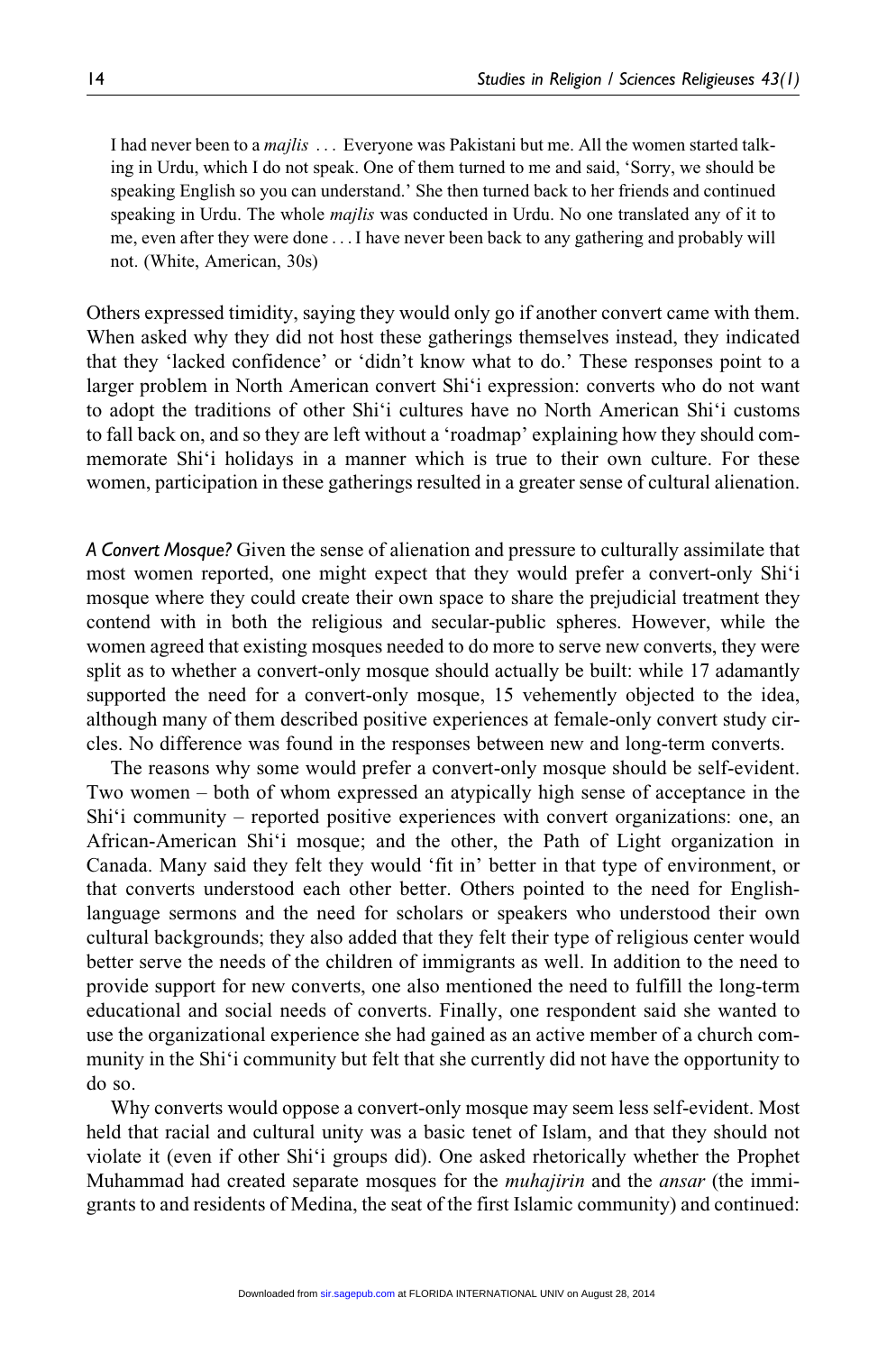> I had never been to a *majlis* . . . Everyone was Pakistani but me. All the women started talking in Urdu, which I do not speak. One of them turned to me and said, 'Sorry, we should be speaking English so you can understand.' She then turned back to her friends and continued speaking in Urdu. The whole *majlis* was conducted in Urdu. No one translated any of it to me, even after they were done . . . I have never been back to any gathering and probably will not. (White, American, 30s)

Others expressed timidity, saying they would only go if another convert came with them. When asked why they did not host these gatherings themselves instead, they indicated that they 'lacked confidence' or 'didn't know what to do.' These responses point to a larger problem in North American convert Shi'i expression: converts who do not want to adopt the traditions of other Shi'i cultures have no North American Shi'i customs to fall back on, and so they are left without a 'roadmap' explaining how they should commemorate Shi'i holidays in a manner which is true to their own culture. For these women, participation in these gatherings resulted in a greater sense of cultural alienation.

*A Convert Mosque?* Given the sense of alienation and pressure to culturally assimilate that most women reported, one might expect that they would prefer a convert-only Shi'i mosque where they could create their own space to share the prejudicial treatment they contend with in both the religious and secular-public spheres. However, while the women agreed that existing mosques needed to do more to serve new converts, they were split as to whether a convert-only mosque should actually be built: while 17 adamantly supported the need for a convert-only mosque, 15 vehemently objected to the idea, although many of them described positive experiences at female-only convert study circles. No difference was found in the responses between new and long-term converts.

The reasons why some would prefer a convert-only mosque should be self-evident. Two women – both of whom expressed an atypically high sense of acceptance in the Shi'i community – reported positive experiences with convert organizations: one, an African-American Shi'i mosque; and the other, the Path of Light organization in Canada. Many said they felt they would 'fit in' better in that type of environment, or that converts understood each other better. Others pointed to the need for English-language sermons and the need for scholars or speakers who understood their own cultural backgrounds; they also added that they felt their type of religious center would better serve the needs of the children of immigrants as well. In addition to the need to provide support for new converts, one also mentioned the need to fulfill the long-term educational and social needs of converts. Finally, one respondent said she wanted to use the organizational experience she had gained as an active member of a church community in the Shi'i community but felt that she currently did not have the opportunity to do so.

Why converts would oppose a convert-only mosque may seem less self-evident. Most held that racial and cultural unity was a basic tenet of Islam, and that they should not violate it (even if other Shi'i groups did). One asked rhetorically whether the Prophet Muhammad had created separate mosques for the *muhajirin* and the *ansar* (the immigrants to and residents of Medina, the seat of the first Islamic community) and continued: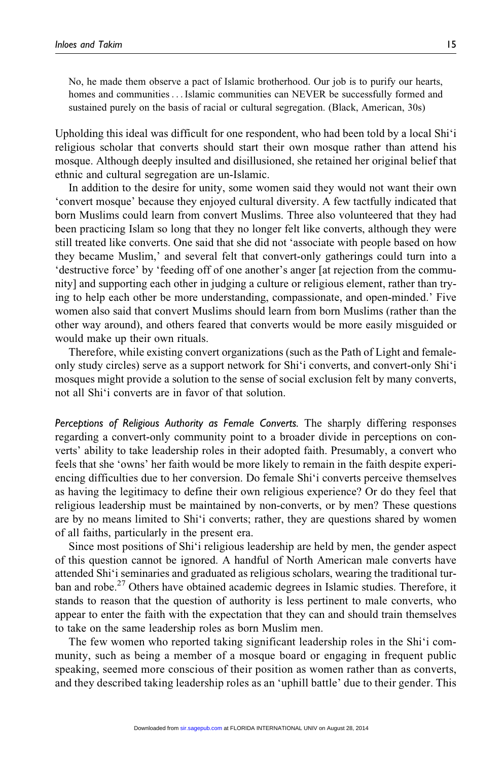> No, he made them observe a pact of Islamic brotherhood. Our job is to purify our hearts, homes and communities . . . Islamic communities can NEVER be successfully formed and sustained purely on the basis of racial or cultural segregation. (Black, American, 30s)

Upholding this ideal was difficult for one respondent, who had been told by a local Shiʻi religious scholar that converts should start their own mosque rather than attend his mosque. Although deeply insulted and disillusioned, she retained her original belief that ethnic and cultural segregation are un-Islamic.

In addition to the desire for unity, some women said they would not want their own 'convert mosque' because they enjoyed cultural diversity. A few tactfully indicated that born Muslims could learn from convert Muslims. Three also volunteered that they had been practicing Islam so long that they no longer felt like converts, although they were still treated like converts. One said that she did not 'associate with people based on how they became Muslim,' and several felt that convert-only gatherings could turn into a 'destructive force' by 'feeding off of one another's anger [at rejection from the community] and supporting each other in judging a culture or religious element, rather than trying to help each other be more understanding, compassionate, and open-minded.' Five women also said that convert Muslims should learn from born Muslims (rather than the other way around), and others feared that converts would be more easily misguided or would make up their own rituals.

Therefore, while existing convert organizations (such as the Path of Light and female-only study circles) serve as a support network for Shiʻi converts, and convert-only Shiʻi mosques might provide a solution to the sense of social exclusion felt by many converts, not all Shiʻi converts are in favor of that solution.

*Perceptions of Religious Authority as Female Converts.* The sharply differing responses regarding a convert-only community point to a broader divide in perceptions on converts' ability to take leadership roles in their adopted faith. Presumably, a convert who feels that she 'owns' her faith would be more likely to remain in the faith despite experiencing difficulties due to her conversion. Do female Shiʻi converts perceive themselves as having the legitimacy to define their own religious experience? Or do they feel that religious leadership must be maintained by non-converts, or by men? These questions are by no means limited to Shiʻi converts; rather, they are questions shared by women of all faiths, particularly in the present era.

Since most positions of Shiʻi religious leadership are held by men, the gender aspect of this question cannot be ignored. A handful of North American male converts have attended Shiʻi seminaries and graduated as religious scholars, wearing the traditional turban and robe.[27] Others have obtained academic degrees in Islamic studies. Therefore, it stands to reason that the question of authority is less pertinent to male converts, who appear to enter the faith with the expectation that they can and should train themselves to take on the same leadership roles as born Muslim men.

The few women who reported taking significant leadership roles in the Shiʻi community, such as being a member of a mosque board or engaging in frequent public speaking, seemed more conscious of their position as women rather than as converts, and they described taking leadership roles as an 'uphill battle' due to their gender. This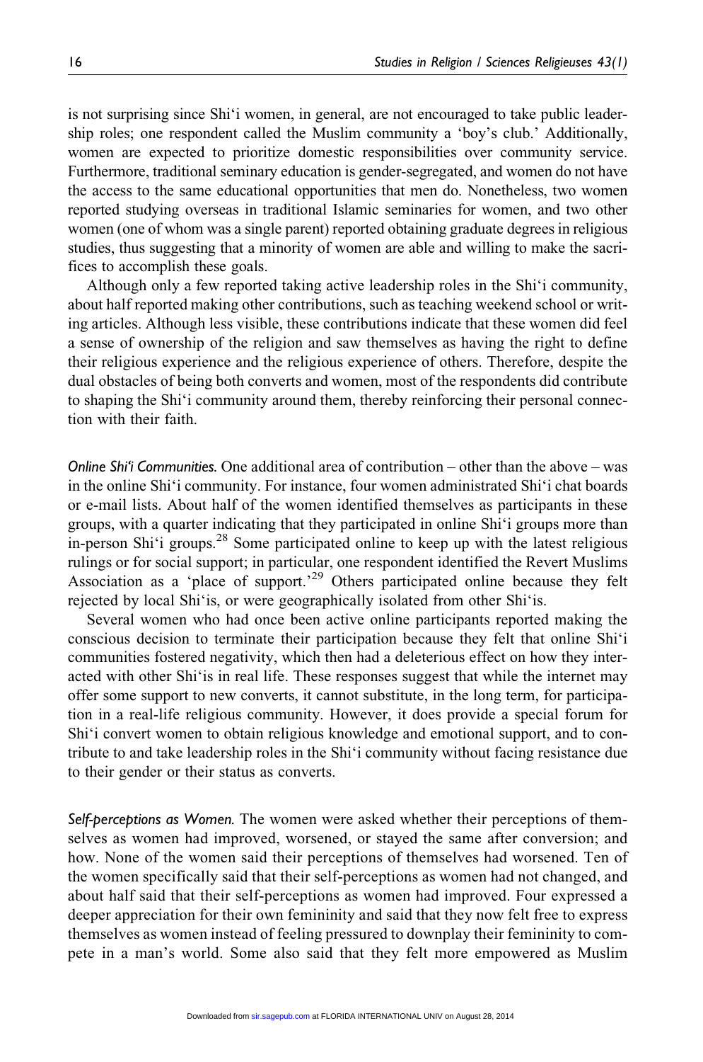is not surprising since Shi'i women, in general, are not encouraged to take public leadership roles; one respondent called the Muslim community a 'boy's club.' Additionally, women are expected to prioritize domestic responsibilities over community service. Furthermore, traditional seminary education is gender-segregated, and women do not have the access to the same educational opportunities that men do. Nonetheless, two women reported studying overseas in traditional Islamic seminaries for women, and two other women (one of whom was a single parent) reported obtaining graduate degrees in religious studies, thus suggesting that a minority of women are able and willing to make the sacrifices to accomplish these goals.

Although only a few reported taking active leadership roles in the Shi'i community, about half reported making other contributions, such as teaching weekend school or writing articles. Although less visible, these contributions indicate that these women did feel a sense of ownership of the religion and saw themselves as having the right to define their religious experience and the religious experience of others. Therefore, despite the dual obstacles of being both converts and women, most of the respondents did contribute to shaping the Shi'i community around them, thereby reinforcing their personal connection with their faith.

*Online Shi'i Communities.* One additional area of contribution – other than the above – was in the online Shi'i community. For instance, four women administrated Shi'i chat boards or e-mail lists. About half of the women identified themselves as participants in these groups, with a quarter indicating that they participated in online Shi'i groups more than in-person Shi'i groups.[28] Some participated online to keep up with the latest religious rulings or for social support; in particular, one respondent identified the Revert Muslims Association as a 'place of support.'[29] Others participated online because they felt rejected by local Shi'is, or were geographically isolated from other Shi'is.

Several women who had once been active online participants reported making the conscious decision to terminate their participation because they felt that online Shi'i communities fostered negativity, which then had a deleterious effect on how they interacted with other Shi'is in real life. These responses suggest that while the internet may offer some support to new converts, it cannot substitute, in the long term, for participation in a real-life religious community. However, it does provide a special forum for Shi'i convert women to obtain religious knowledge and emotional support, and to contribute to and take leadership roles in the Shi'i community without facing resistance due to their gender or their status as converts.

*Self-perceptions as Women.* The women were asked whether their perceptions of themselves as women had improved, worsened, or stayed the same after conversion; and how. None of the women said their perceptions of themselves had worsened. Ten of the women specifically said that their self-perceptions as women had not changed, and about half said that their self-perceptions as women had improved. Four expressed a deeper appreciation for their own femininity and said that they now felt free to express themselves as women instead of feeling pressured to downplay their femininity to compete in a man's world. Some also said that they felt more empowered as Muslim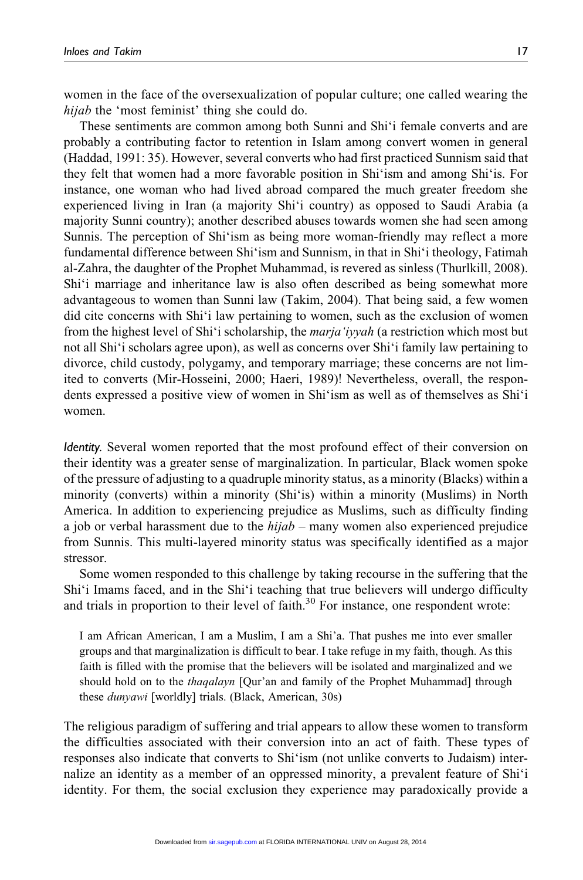women in the face of the oversexualization of popular culture; one called wearing the *hijab* the 'most feminist' thing she could do.

These sentiments are common among both Sunni and Shiʿi female converts and are probably a contributing factor to retention in Islam among convert women in general (Haddad, 1991: 35). However, several converts who had first practiced Sunnism said that they felt that women had a more favorable position in Shiʿism and among Shiʿis. For instance, one woman who had lived abroad compared the much greater freedom she experienced living in Iran (a majority Shiʿi country) as opposed to Saudi Arabia (a majority Sunni country); another described abuses towards women she had seen among Sunnis. The perception of Shiʿism as being more woman-friendly may reflect a more fundamental difference between Shiʿism and Sunnism, in that in Shiʿi theology, Fatimah al-Zahra, the daughter of the Prophet Muhammad, is revered as sinless (Thurlkill, 2008). Shiʿi marriage and inheritance law is also often described as being somewhat more advantageous to women than Sunni law (Takim, 2004). That being said, a few women did cite concerns with Shiʿi law pertaining to women, such as the exclusion of women from the highest level of Shiʿi scholarship, the *marjaʿiyyah* (a restriction which most but not all Shiʿi scholars agree upon), as well as concerns over Shiʿi family law pertaining to divorce, child custody, polygamy, and temporary marriage; these concerns are not limited to converts (Mir-Hosseini, 2000; Haeri, 1989)! Nevertheless, overall, the respondents expressed a positive view of women in Shiʿism as well as of themselves as Shiʿi women.

*Identity.* Several women reported that the most profound effect of their conversion on their identity was a greater sense of marginalization. In particular, Black women spoke of the pressure of adjusting to a quadruple minority status, as a minority (Blacks) within a minority (converts) within a minority (Shiʿis) within a minority (Muslims) in North America. In addition to experiencing prejudice as Muslims, such as difficulty finding a job or verbal harassment due to the *hijab* – many women also experienced prejudice from Sunnis. This multi-layered minority status was specifically identified as a major stressor.

Some women responded to this challenge by taking recourse in the suffering that the Shiʿi Imams faced, and in the Shiʿi teaching that true believers will undergo difficulty and trials in proportion to their level of faith.[30] For instance, one respondent wrote:

> I am African American, I am a Muslim, I am a Shi'a. That pushes me into ever smaller groups and that marginalization is difficult to bear. I take refuge in my faith, though. As this faith is filled with the promise that the believers will be isolated and marginalized and we should hold on to the *thaqalayn* [Qur'an and family of the Prophet Muhammad] through these *dunyawi* [worldly] trials. (Black, American, 30s)

The religious paradigm of suffering and trial appears to allow these women to transform the difficulties associated with their conversion into an act of faith. These types of responses also indicate that converts to Shiʿism (not unlike converts to Judaism) internalize an identity as a member of an oppressed minority, a prevalent feature of Shiʿi identity. For them, the social exclusion they experience may paradoxically provide a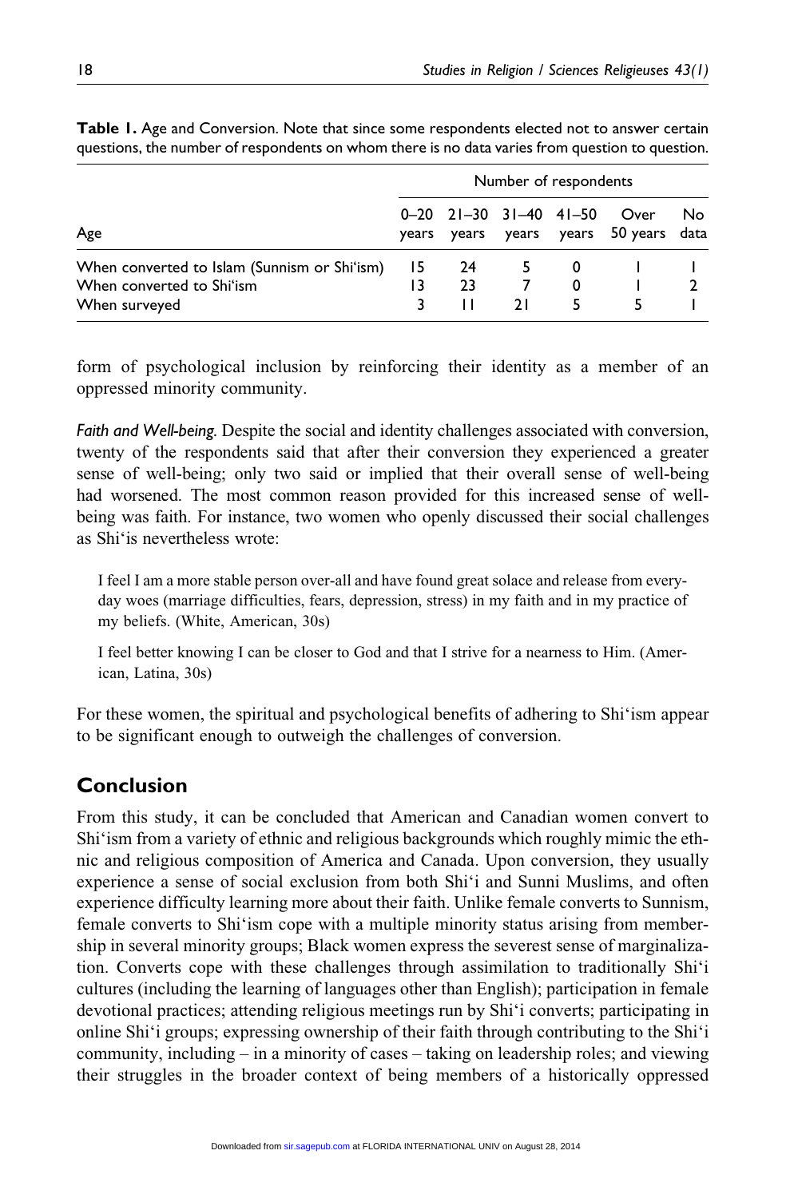**Table 1.** Age and Conversion. Note that since some respondents elected not to answer certain questions, the number of respondents on whom there is no data varies from question to question.

| Age | Number of respondents | | | | | |
|---|---|---|---|---|---|---|
| | 0–20 years | 21–30 years | 31–40 years | 41–50 years | Over 50 years | No data |
| When converted to Islam (Sunnism or Shi'ism) | 15 | 24 | 5 | 0 | 1 | 1 |
| When converted to Shi'ism | 13 | 23 | 7 | 0 | 1 | 2 |
| When surveyed | 3 | 11 | 21 | 5 | 5 | 1 |

form of psychological inclusion by reinforcing their identity as a member of an oppressed minority community.

*Faith and Well-being.* Despite the social and identity challenges associated with conversion, twenty of the respondents said that after their conversion they experienced a greater sense of well-being; only two said or implied that their overall sense of well-being had worsened. The most common reason provided for this increased sense of well-being was faith. For instance, two women who openly discussed their social challenges as Shi'is nevertheless wrote:

> I feel I am a more stable person over-all and have found great solace and release from every-day woes (marriage difficulties, fears, depression, stress) in my faith and in my practice of my beliefs. (White, American, 30s)

> I feel better knowing I can be closer to God and that I strive for a nearness to Him. (American, Latina, 30s)

For these women, the spiritual and psychological benefits of adhering to Shi'ism appear to be significant enough to outweigh the challenges of conversion.

## Conclusion

From this study, it can be concluded that American and Canadian women convert to Shi'ism from a variety of ethnic and religious backgrounds which roughly mimic the ethnic and religious composition of America and Canada. Upon conversion, they usually experience a sense of social exclusion from both Shi'i and Sunni Muslims, and often experience difficulty learning more about their faith. Unlike female converts to Sunnism, female converts to Shi'ism cope with a multiple minority status arising from membership in several minority groups; Black women express the severest sense of marginalization. Converts cope with these challenges through assimilation to traditionally Shi'i cultures (including the learning of languages other than English); participation in female devotional practices; attending religious meetings run by Shi'i converts; participating in online Shi'i groups; expressing ownership of their faith through contributing to the Shi'i community, including – in a minority of cases – taking on leadership roles; and viewing their struggles in the broader context of being members of a historically oppressed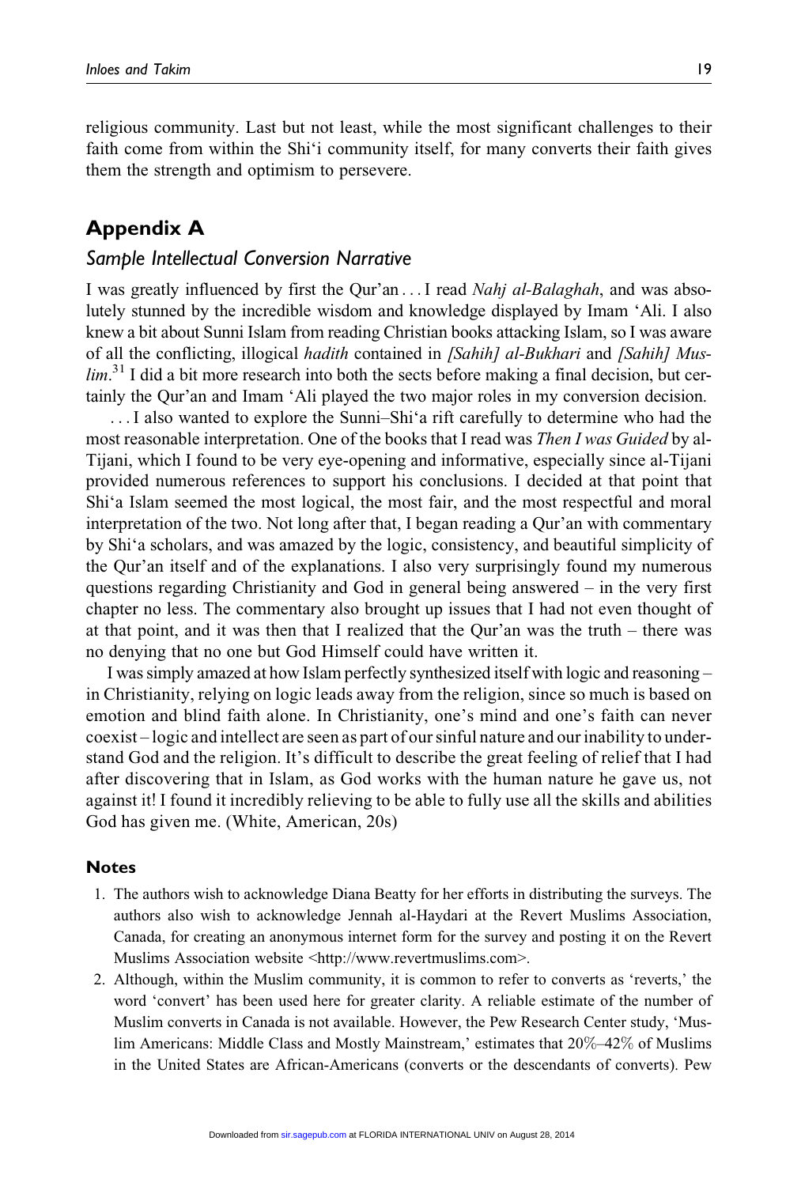religious community. Last but not least, while the most significant challenges to their faith come from within the Shi'i community itself, for many converts their faith gives them the strength and optimism to persevere.

## Appendix A

### *Sample Intellectual Conversion Narrative*

I was greatly influenced by first the Qur'an . . . I read *Nahj al-Balaghah*, and was absolutely stunned by the incredible wisdom and knowledge displayed by Imam 'Ali. I also knew a bit about Sunni Islam from reading Christian books attacking Islam, so I was aware of all the conflicting, illogical *hadith* contained in *[Sahih] al-Bukhari* and *[Sahih] Muslim*.[31] I did a bit more research into both the sects before making a final decision, but certainly the Qur'an and Imam 'Ali played the two major roles in my conversion decision.

. . . I also wanted to explore the Sunni–Shi'a rift carefully to determine who had the most reasonable interpretation. One of the books that I read was *Then I was Guided* by al-Tijani, which I found to be very eye-opening and informative, especially since al-Tijani provided numerous references to support his conclusions. I decided at that point that Shi'a Islam seemed the most logical, the most fair, and the most respectful and moral interpretation of the two. Not long after that, I began reading a Qur'an with commentary by Shi'a scholars, and was amazed by the logic, consistency, and beautiful simplicity of the Qur'an itself and of the explanations. I also very surprisingly found my numerous questions regarding Christianity and God in general being answered – in the very first chapter no less. The commentary also brought up issues that I had not even thought of at that point, and it was then that I realized that the Qur'an was the truth – there was no denying that no one but God Himself could have written it.

I was simply amazed at how Islam perfectly synthesized itself with logic and reasoning – in Christianity, relying on logic leads away from the religion, since so much is based on emotion and blind faith alone. In Christianity, one's mind and one's faith can never coexist – logic and intellect are seen as part of our sinful nature and our inability to understand God and the religion. It's difficult to describe the great feeling of relief that I had after discovering that in Islam, as God works with the human nature he gave us, not against it! I found it incredibly relieving to be able to fully use all the skills and abilities God has given me. (White, American, 20s)

## Notes

1. The authors wish to acknowledge Diana Beatty for her efforts in distributing the surveys. The authors also wish to acknowledge Jennah al-Haydari at the Revert Muslims Association, Canada, for creating an anonymous internet form for the survey and posting it on the Revert Muslims Association website <http://www.revertmuslims.com>.
2. Although, within the Muslim community, it is common to refer to converts as 'reverts,' the word 'convert' has been used here for greater clarity. A reliable estimate of the number of Muslim converts in Canada is not available. However, the Pew Research Center study, 'Muslim Americans: Middle Class and Mostly Mainstream,' estimates that 20%–42% of Muslims in the United States are African-Americans (converts or the descendants of converts). Pew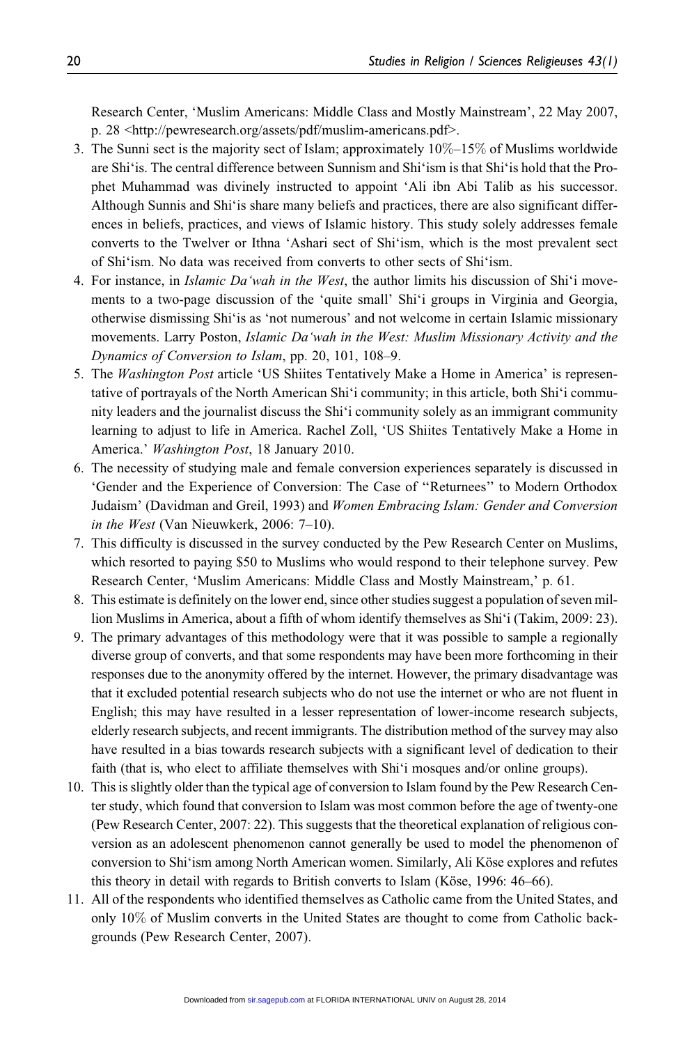Research Center, 'Muslim Americans: Middle Class and Mostly Mainstream', 22 May 2007, p. 28 <http://pewresearch.org/assets/pdf/muslim-americans.pdf>.

3. The Sunni sect is the majority sect of Islam; approximately 10%–15% of Muslims worldwide are Shi'is. The central difference between Sunnism and Shi'ism is that Shi'is hold that the Prophet Muhammad was divinely instructed to appoint 'Ali ibn Abi Talib as his successor. Although Sunnis and Shi'is share many beliefs and practices, there are also significant differences in beliefs, practices, and views of Islamic history. This study solely addresses female converts to the Twelver or Ithna 'Ashari sect of Shi'ism, which is the most prevalent sect of Shi'ism. No data was received from converts to other sects of Shi'ism.
4. For instance, in *Islamic Da'wah in the West*, the author limits his discussion of Shi'i movements to a two-page discussion of the 'quite small' Shi'i groups in Virginia and Georgia, otherwise dismissing Shi'is as 'not numerous' and not welcome in certain Islamic missionary movements. Larry Poston, *Islamic Da'wah in the West: Muslim Missionary Activity and the Dynamics of Conversion to Islam*, pp. 20, 101, 108–9.
5. The *Washington Post* article 'US Shiites Tentatively Make a Home in America' is representative of portrayals of the North American Shi'i community; in this article, both Shi'i community leaders and the journalist discuss the Shi'i community solely as an immigrant community learning to adjust to life in America. Rachel Zoll, 'US Shiites Tentatively Make a Home in America.' *Washington Post*, 18 January 2010.
6. The necessity of studying male and female conversion experiences separately is discussed in 'Gender and the Experience of Conversion: The Case of "Returnees" to Modern Orthodox Judaism' (Davidman and Greil, 1993) and *Women Embracing Islam: Gender and Conversion in the West* (Van Nieuwkerk, 2006: 7–10).
7. This difficulty is discussed in the survey conducted by the Pew Research Center on Muslims, which resorted to paying $50 to Muslims who would respond to their telephone survey. Pew Research Center, 'Muslim Americans: Middle Class and Mostly Mainstream,' p. 61.
8. This estimate is definitely on the lower end, since other studies suggest a population of seven million Muslims in America, about a fifth of whom identify themselves as Shi'i (Takim, 2009: 23).
9. The primary advantages of this methodology were that it was possible to sample a regionally diverse group of converts, and that some respondents may have been more forthcoming in their responses due to the anonymity offered by the internet. However, the primary disadvantage was that it excluded potential research subjects who do not use the internet or who are not fluent in English; this may have resulted in a lesser representation of lower-income research subjects, elderly research subjects, and recent immigrants. The distribution method of the survey may also have resulted in a bias towards research subjects with a significant level of dedication to their faith (that is, who elect to affiliate themselves with Shi'i mosques and/or online groups).
10. This is slightly older than the typical age of conversion to Islam found by the Pew Research Center study, which found that conversion to Islam was most common before the age of twenty-one (Pew Research Center, 2007: 22). This suggests that the theoretical explanation of religious conversion as an adolescent phenomenon cannot generally be used to model the phenomenon of conversion to Shi'ism among North American women. Similarly, Ali Köse explores and refutes this theory in detail with regards to British converts to Islam (Köse, 1996: 46–66).
11. All of the respondents who identified themselves as Catholic came from the United States, and only 10% of Muslim converts in the United States are thought to come from Catholic backgrounds (Pew Research Center, 2007).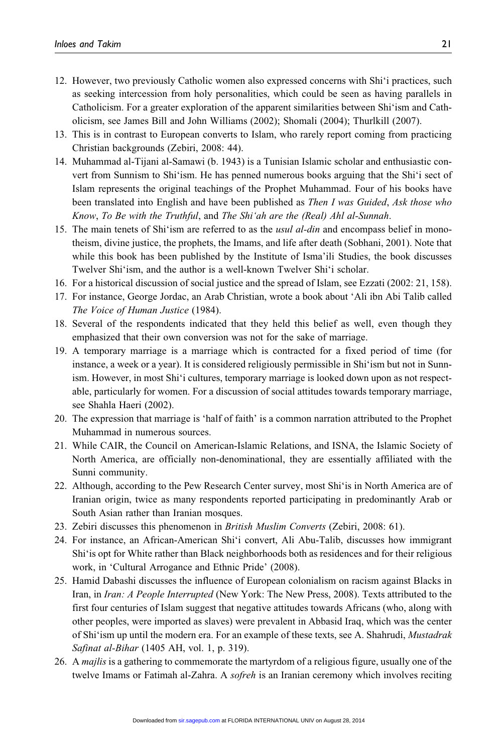12. However, two previously Catholic women also expressed concerns with Shi'i practices, such as seeking intercession from holy personalities, which could be seen as having parallels in Catholicism. For a greater exploration of the apparent similarities between Shi'ism and Catholicism, see James Bill and John Williams (2002); Shomali (2004); Thurlkill (2007).
13. This is in contrast to European converts to Islam, who rarely report coming from practicing Christian backgrounds (Zebiri, 2008: 44).
14. Muhammad al-Tijani al-Samawi (b. 1943) is a Tunisian Islamic scholar and enthusiastic convert from Sunnism to Shi'ism. He has penned numerous books arguing that the Shi'i sect of Islam represents the original teachings of the Prophet Muhammad. Four of his books have been translated into English and have been published as *Then I was Guided*, *Ask those who Know*, *To Be with the Truthful*, and *The Shi'ah are the (Real) Ahl al-Sunnah*.
15. The main tenets of Shi'ism are referred to as the *usul al-din* and encompass belief in monotheism, divine justice, the prophets, the Imams, and life after death (Sobhani, 2001). Note that while this book has been published by the Institute of Isma'ili Studies, the book discusses Twelver Shi'ism, and the author is a well-known Twelver Shi'i scholar.
16. For a historical discussion of social justice and the spread of Islam, see Ezzati (2002: 21, 158).
17. For instance, George Jordac, an Arab Christian, wrote a book about 'Ali ibn Abi Talib called *The Voice of Human Justice* (1984).
18. Several of the respondents indicated that they held this belief as well, even though they emphasized that their own conversion was not for the sake of marriage.
19. A temporary marriage is a marriage which is contracted for a fixed period of time (for instance, a week or a year). It is considered religiously permissible in Shi'ism but not in Sunnism. However, in most Shi'i cultures, temporary marriage is looked down upon as not respectable, particularly for women. For a discussion of social attitudes towards temporary marriage, see Shahla Haeri (2002).
20. The expression that marriage is 'half of faith' is a common narration attributed to the Prophet Muhammad in numerous sources.
21. While CAIR, the Council on American-Islamic Relations, and ISNA, the Islamic Society of North America, are officially non-denominational, they are essentially affiliated with the Sunni community.
22. Although, according to the Pew Research Center survey, most Shi'is in North America are of Iranian origin, twice as many respondents reported participating in predominantly Arab or South Asian rather than Iranian mosques.
23. Zebiri discusses this phenomenon in *British Muslim Converts* (Zebiri, 2008: 61).
24. For instance, an African-American Shi'i convert, Ali Abu-Talib, discusses how immigrant Shi'is opt for White rather than Black neighborhoods both as residences and for their religious work, in 'Cultural Arrogance and Ethnic Pride' (2008).
25. Hamid Dabashi discusses the influence of European colonialism on racism against Blacks in Iran, in *Iran: A People Interrupted* (New York: The New Press, 2008). Texts attributed to the first four centuries of Islam suggest that negative attitudes towards Africans (who, along with other peoples, were imported as slaves) were prevalent in Abbasid Iraq, which was the center of Shi'ism up until the modern era. For an example of these texts, see A. Shahrudi, *Mustadrak Safinat al-Bihar* (1405 AH, vol. 1, p. 319).
26. A *majlis* is a gathering to commemorate the martyrdom of a religious figure, usually one of the twelve Imams or Fatimah al-Zahra. A *sofreh* is an Iranian ceremony which involves reciting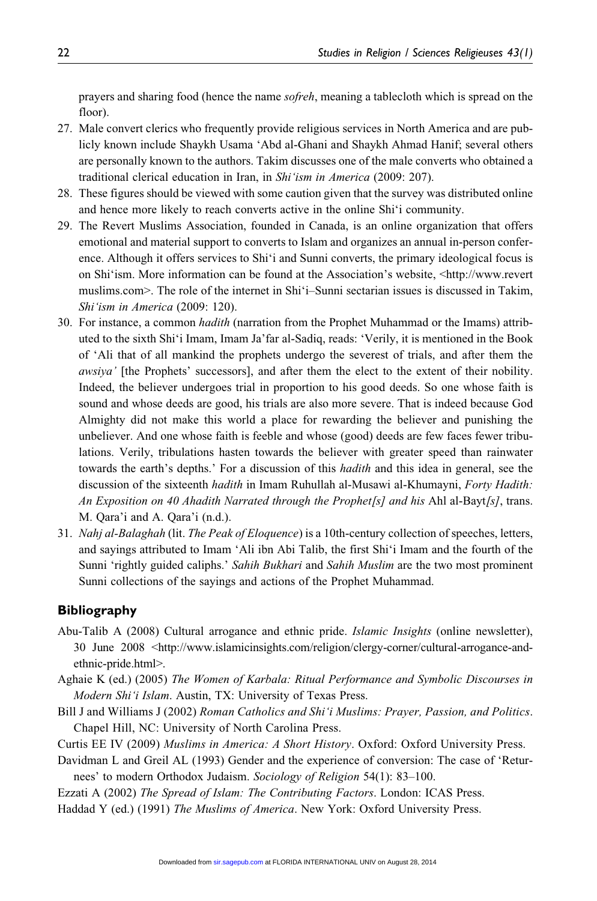prayers and sharing food (hence the name *sofreh*, meaning a tablecloth which is spread on the floor).

27. Male convert clerics who frequently provide religious services in North America and are publicly known include Shaykh Usama ʻAbd al-Ghani and Shaykh Ahmad Hanif; several others are personally known to the authors. Takim discusses one of the male converts who obtained a traditional clerical education in Iran, in *Shiʻism in America* (2009: 207).
28. These figures should be viewed with some caution given that the survey was distributed online and hence more likely to reach converts active in the online Shiʻi community.
29. The Revert Muslims Association, founded in Canada, is an online organization that offers emotional and material support to converts to Islam and organizes an annual in-person conference. Although it offers services to Shiʻi and Sunni converts, the primary ideological focus is on Shiʻism. More information can be found at the Association's website, <http://www.revertmuslims.com>. The role of the internet in Shiʻi–Sunni sectarian issues is discussed in Takim, *Shiʻism in America* (2009: 120).
30. For instance, a common *hadith* (narration from the Prophet Muhammad or the Imams) attributed to the sixth Shiʻi Imam, Imam Ja'far al-Sadiq, reads: 'Verily, it is mentioned in the Book of ʻAli that of all mankind the prophets undergo the severest of trials, and after them the *awsiya'* [the Prophets' successors], and after them the elect to the extent of their nobility. Indeed, the believer undergoes trial in proportion to his good deeds. So one whose faith is sound and whose deeds are good, his trials are also more severe. That is indeed because God Almighty did not make this world a place for rewarding the believer and punishing the unbeliever. And one whose faith is feeble and whose (good) deeds are few faces fewer tribulations. Verily, tribulations hasten towards the believer with greater speed than rainwater towards the earth's depths.' For a discussion of this *hadith* and this idea in general, see the discussion of the sixteenth *hadith* in Imam Ruhullah al-Musawi al-Khumayni, *Forty Hadith: An Exposition on 40 Ahadith Narrated through the Prophet[s] and his* Ahl al-Bayt*[s]*, trans. M. Qara'i and A. Qara'i (n.d.).
31. *Nahj al-Balaghah* (lit. *The Peak of Eloquence*) is a 10th-century collection of speeches, letters, and sayings attributed to Imam ʻAli ibn Abi Talib, the first Shiʻi Imam and the fourth of the Sunni 'rightly guided caliphs.' *Sahih Bukhari* and *Sahih Muslim* are the two most prominent Sunni collections of the sayings and actions of the Prophet Muhammad.

## Bibliography

Abu-Talib A (2008) Cultural arrogance and ethnic pride. *Islamic Insights* (online newsletter), 30 June 2008 <http://www.islamicinsights.com/religion/clergy-corner/cultural-arrogance-and-ethnic-pride.html>.

Aghaie K (ed.) (2005) *The Women of Karbala: Ritual Performance and Symbolic Discourses in Modern Shiʻi Islam*. Austin, TX: University of Texas Press.

Bill J and Williams J (2002) *Roman Catholics and Shiʻi Muslims: Prayer, Passion, and Politics*. Chapel Hill, NC: University of North Carolina Press.

Curtis EE IV (2009) *Muslims in America: A Short History*. Oxford: Oxford University Press.

Davidman L and Greil AL (1993) Gender and the experience of conversion: The case of 'Returnees' to modern Orthodox Judaism. *Sociology of Religion* 54(1): 83–100.

Ezzati A (2002) *The Spread of Islam: The Contributing Factors*. London: ICAS Press.

Haddad Y (ed.) (1991) *The Muslims of America*. New York: Oxford University Press.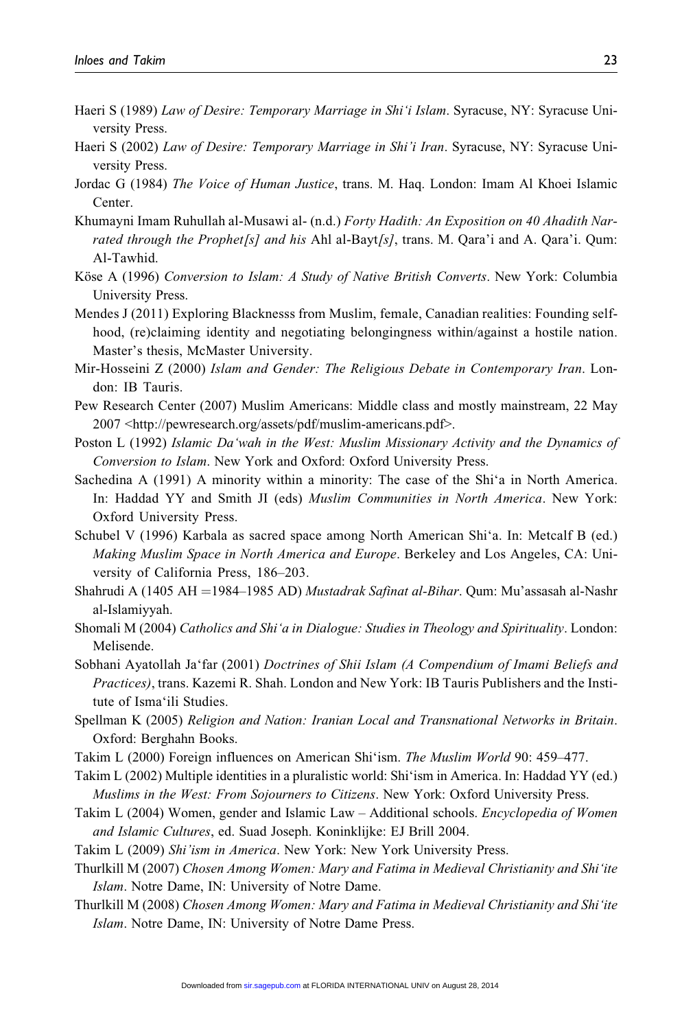Haeri S (1989) *Law of Desire: Temporary Marriage in Shi'i Islam*. Syracuse, NY: Syracuse University Press.

Haeri S (2002) *Law of Desire: Temporary Marriage in Shi'i Iran*. Syracuse, NY: Syracuse University Press.

Jordac G (1984) *The Voice of Human Justice*, trans. M. Haq. London: Imam Al Khoei Islamic Center.

Khumayni Imam Ruhullah al-Musawi al- (n.d.) *Forty Hadith: An Exposition on 40 Ahadith Narrated through the Prophet[s] and his* Ahl al-Bayt*[s]*, trans. M. Qara'i and A. Qara'i. Qum: Al-Tawhid.

Köse A (1996) *Conversion to Islam: A Study of Native British Converts*. New York: Columbia University Press.

Mendes J (2011) Exploring Blacknesss from Muslim, female, Canadian realities: Founding selfhood, (re)claiming identity and negotiating belongingness within/against a hostile nation. Master's thesis, McMaster University.

Mir-Hosseini Z (2000) *Islam and Gender: The Religious Debate in Contemporary Iran*. London: IB Tauris.

Pew Research Center (2007) Muslim Americans: Middle class and mostly mainstream, 22 May 2007 <http://pewresearch.org/assets/pdf/muslim-americans.pdf>.

Poston L (1992) *Islamic Da'wah in the West: Muslim Missionary Activity and the Dynamics of Conversion to Islam*. New York and Oxford: Oxford University Press.

Sachedina A (1991) A minority within a minority: The case of the Shi'a in North America. In: Haddad YY and Smith JI (eds) *Muslim Communities in North America*. New York: Oxford University Press.

Schubel V (1996) Karbala as sacred space among North American Shi'a. In: Metcalf B (ed.) *Making Muslim Space in North America and Europe*. Berkeley and Los Angeles, CA: University of California Press, 186–203.

Shahrudi A (1405 AH =1984–1985 AD) *Mustadrak Safinat al-Bihar*. Qum: Mu'assasah al-Nashr al-Islamiyyah.

Shomali M (2004) *Catholics and Shi'a in Dialogue: Studies in Theology and Spirituality*. London: Melisende.

Sobhani Ayatollah Ja'far (2001) *Doctrines of Shii Islam (A Compendium of Imami Beliefs and Practices)*, trans. Kazemi R. Shah. London and New York: IB Tauris Publishers and the Institute of Isma'ili Studies.

Spellman K (2005) *Religion and Nation: Iranian Local and Transnational Networks in Britain*. Oxford: Berghahn Books.

Takim L (2000) Foreign influences on American Shi'ism. *The Muslim World* 90: 459–477.

Takim L (2002) Multiple identities in a pluralistic world: Shi'ism in America. In: Haddad YY (ed.) *Muslims in the West: From Sojourners to Citizens*. New York: Oxford University Press.

Takim L (2004) Women, gender and Islamic Law – Additional schools. *Encyclopedia of Women and Islamic Cultures*, ed. Suad Joseph. Koninklijke: EJ Brill 2004.

Takim L (2009) *Shi'ism in America*. New York: New York University Press.

Thurlkill M (2007) *Chosen Among Women: Mary and Fatima in Medieval Christianity and Shi'ite Islam*. Notre Dame, IN: University of Notre Dame.

Thurlkill M (2008) *Chosen Among Women: Mary and Fatima in Medieval Christianity and Shi'ite Islam*. Notre Dame, IN: University of Notre Dame Press.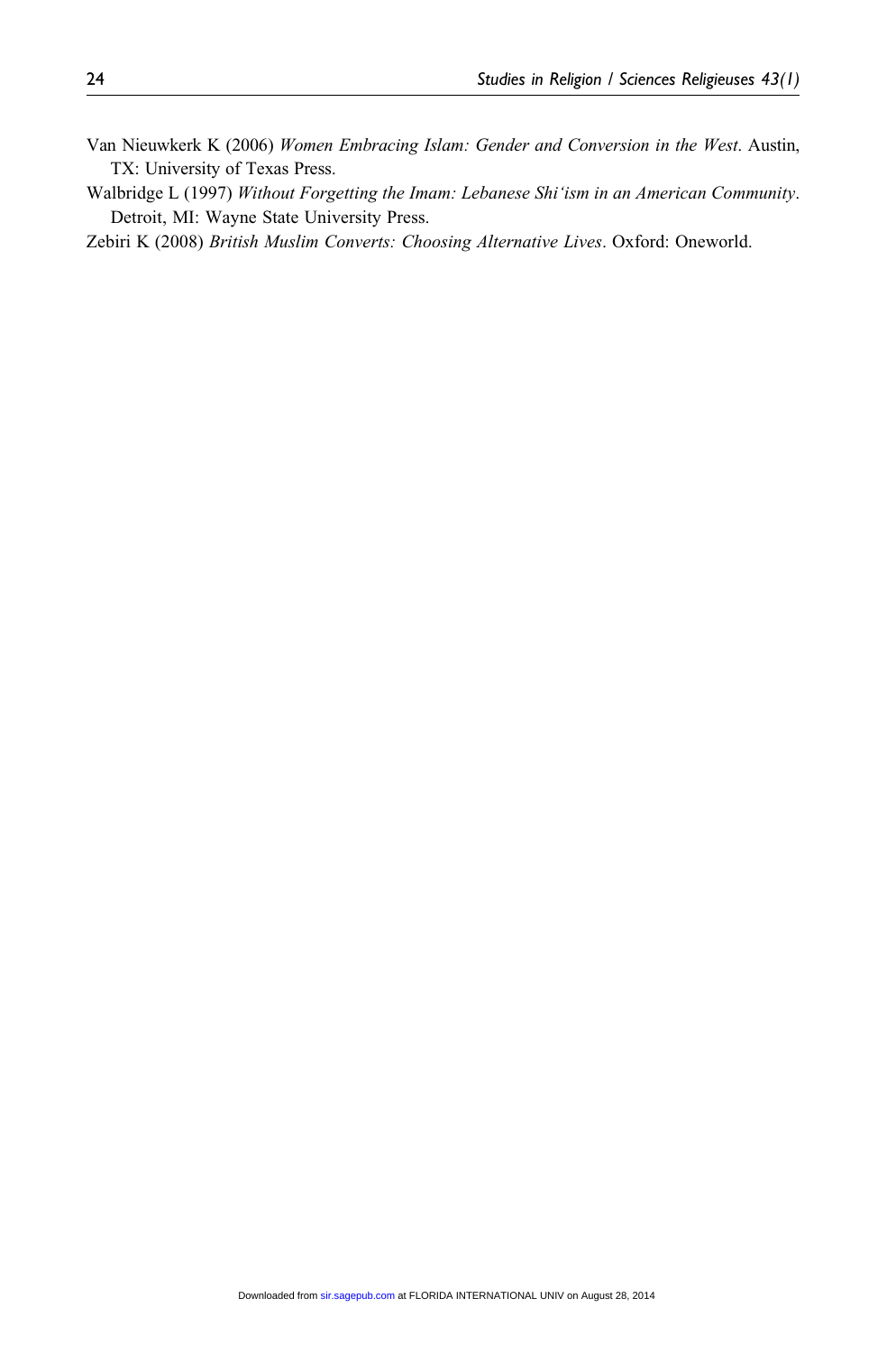Van Nieuwkerk K (2006) *Women Embracing Islam: Gender and Conversion in the West*. Austin, TX: University of Texas Press.

Walbridge L (1997) *Without Forgetting the Imam: Lebanese Shi'ism in an American Community*. Detroit, MI: Wayne State University Press.

Zebiri K (2008) *British Muslim Converts: Choosing Alternative Lives*. Oxford: Oneworld.